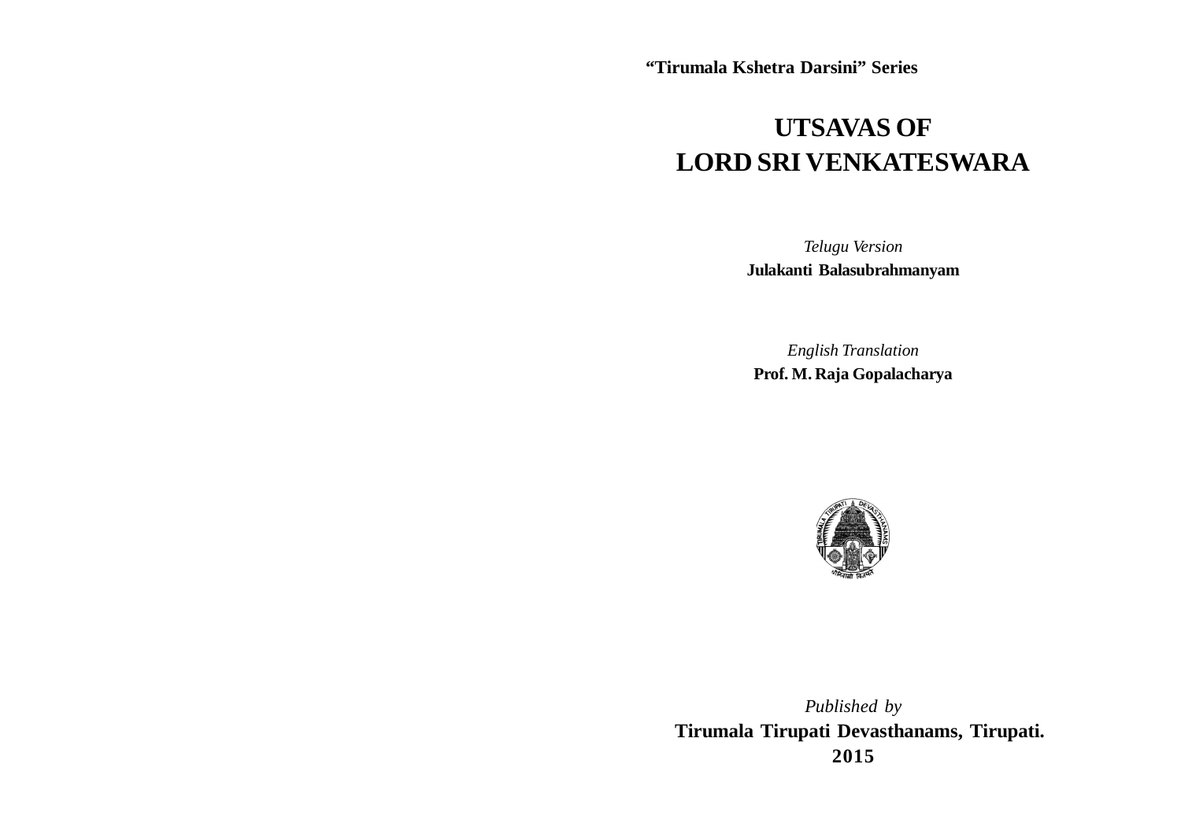**"Tirumala Kshetra Darsini" Series**

# UTSAVAS OF LORD SRI VENKATESWARA

*Telugu Version*

**Julakanti Balasubrahmanyam**

*English Translation*

**Prof. M. Raja Gopalacharya**

*Published by*

**Tirumala Tirupati Devasthanams, Tirupati.**

**2015**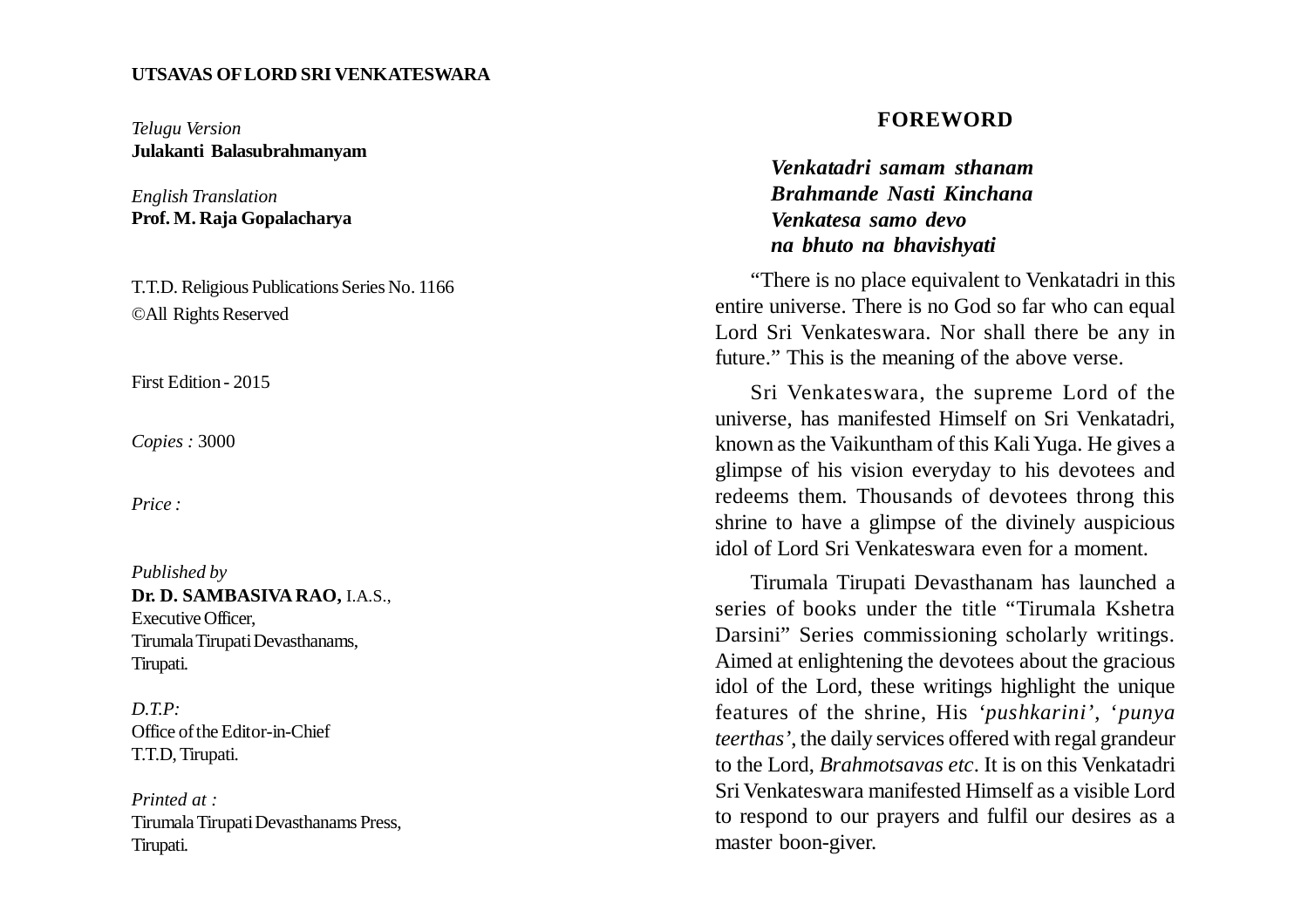**UTSAVAS OF LORD SRI VENKATESWARA**

*Telugu Version*
**Julakanti Balasubrahmanyam**

*English Translation*
**Prof. M. Raja Gopalacharya**

T.T.D. Religious Publications Series No. 1166
©All Rights Reserved

First Edition - 2015

*Copies :* 3000

*Price :*

*Published by*
**Dr. D. SAMBASIVA RAO,** I.A.S.,
Executive Officer,
Tirumala Tirupati Devasthanams,
Tirupati.

*D.T.P:*
Office of the Editor-in-Chief
T.T.D, Tirupati.

*Printed at :*
Tirumala Tirupati Devasthanams Press,
Tirupati.

## FOREWORD

***Venkatadri samam sthanam***
***Brahmande Nasti Kinchana***
***Venkatesa samo devo***
***na bhuto na bhavishyati***

"There is no place equivalent to Venkatadri in this entire universe. There is no God so far who can equal Lord Sri Venkateswara. Nor shall there be any in future." This is the meaning of the above verse.

Sri Venkateswara, the supreme Lord of the universe, has manifested Himself on Sri Venkatadri, known as the Vaikuntham of this Kali Yuga. He gives a glimpse of his vision everyday to his devotees and redeems them. Thousands of devotees throng this shrine to have a glimpse of the divinely auspicious idol of Lord Sri Venkateswara even for a moment.

Tirumala Tirupati Devasthanam has launched a series of books under the title "Tirumala Kshetra Darsini" Series commissioning scholarly writings. Aimed at enlightening the devotees about the gracious idol of the Lord, these writings highlight the unique features of the shrine, His *'pushkarini'*, *'punya teerthas'*, the daily services offered with regal grandeur to the Lord, *Brahmotsavas etc*. It is on this Venkatadri Sri Venkateswara manifested Himself as a visible Lord to respond to our prayers and fulfil our desires as a master boon-giver.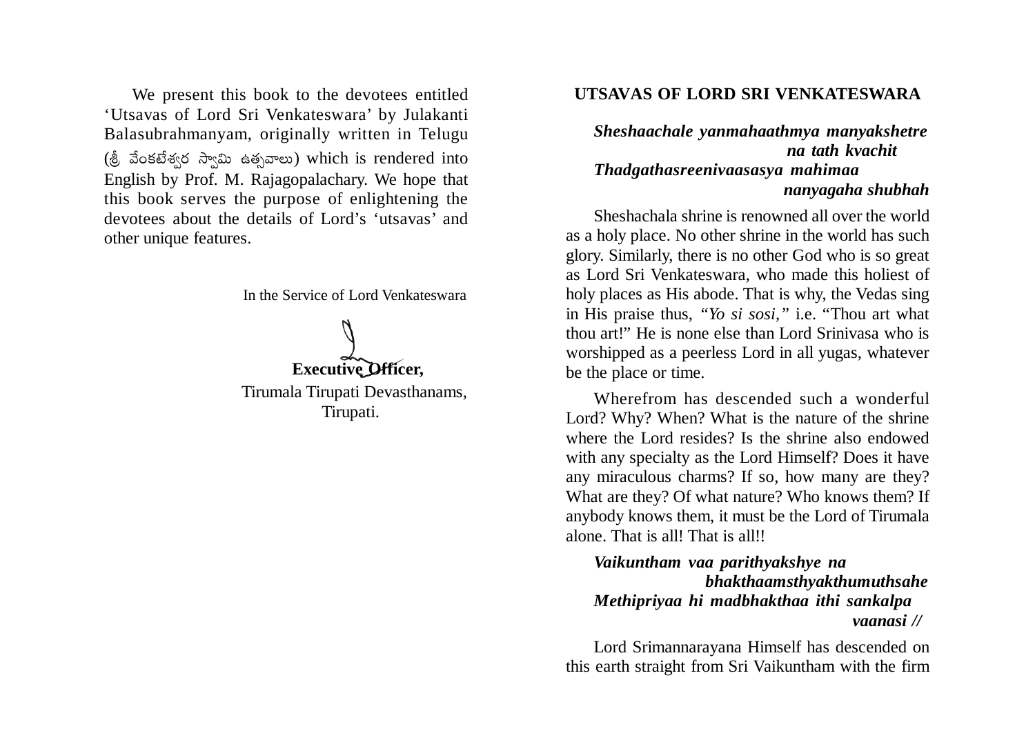We present this book to the devotees entitled 'Utsavas of Lord Sri Venkateswara' by Julakanti Balasubrahmanyam, originally written in Telugu (శ్రీ వేంకటేశ్వర స్వామి ఉత్సవాలు) which is rendered into English by Prof. M. Rajagopalachary. We hope that this book serves the purpose of enlightening the devotees about the details of Lord's 'utsavas' and other unique features.

In the Service of Lord Venkateswara

**Executive Officer,**

Tirumala Tirupati Devasthanams,
Tirupati.

## UTSAVAS OF LORD SRI VENKATESWARA

***Sheshaachale yanmahaathmya manyakshetre na tath kvachit***
***Thadgathasreenivaasasya mahimaa nanyagaha shubhah***

Sheshachala shrine is renowned all over the world as a holy place. No other shrine in the world has such glory. Similarly, there is no other God who is so great as Lord Sri Venkateswara, who made this holiest of holy places as His abode. That is why, the Vedas sing in His praise thus, *"Yo si sosi,"* i.e. "Thou art what thou art!" He is none else than Lord Srinivasa who is worshipped as a peerless Lord in all yugas, whatever be the place or time.

Wherefrom has descended such a wonderful Lord? Why? When? What is the nature of the shrine where the Lord resides? Is the shrine also endowed with any specialty as the Lord Himself? Does it have any miraculous charms? If so, how many are they? What are they? Of what nature? Who knows them? If anybody knows them, it must be the Lord of Tirumala alone. That is all! That is all!!

***Vaikuntham vaa parithyakshye na bhakthaamsthyakthumuthsahe***
***Methipriyaa hi madbhakthaa ithi sankalpa vaanasi //***

Lord Srimannarayana Himself has descended on this earth straight from Sri Vaikuntham with the firm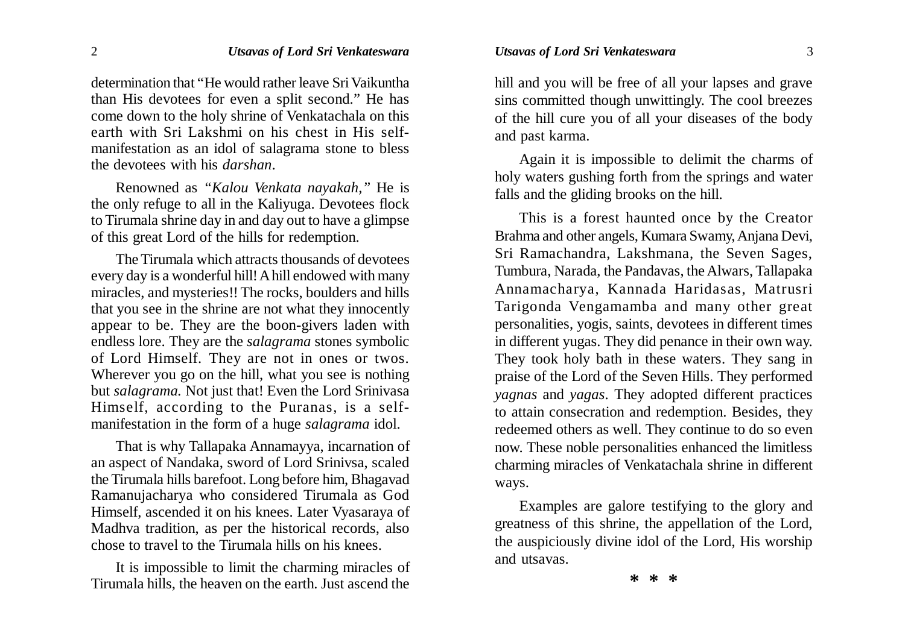determination that "He would rather leave Sri Vaikuntha than His devotees for even a split second." He has come down to the holy shrine of Venkatachala on this earth with Sri Lakshmi on his chest in His self-manifestation as an idol of salagrama stone to bless the devotees with his *darshan*.

Renowned as *"Kalou Venkata nayakah,"* He is the only refuge to all in the Kaliyuga. Devotees flock to Tirumala shrine day in and day out to have a glimpse of this great Lord of the hills for redemption.

The Tirumala which attracts thousands of devotees every day is a wonderful hill! A hill endowed with many miracles, and mysteries!! The rocks, boulders and hills that you see in the shrine are not what they innocently appear to be. They are the boon-givers laden with endless lore. They are the *salagrama* stones symbolic of Lord Himself. They are not in ones or twos. Wherever you go on the hill, what you see is nothing but *salagrama.* Not just that! Even the Lord Srinivasa Himself, according to the Puranas, is a self-manifestation in the form of a huge *salagrama* idol.

That is why Tallapaka Annamayya, incarnation of an aspect of Nandaka, sword of Lord Srinivsa, scaled the Tirumala hills barefoot. Long before him, Bhagavad Ramanujacharya who considered Tirumala as God Himself, ascended it on his knees. Later Vyasaraya of Madhva tradition, as per the historical records, also chose to travel to the Tirumala hills on his knees.

It is impossible to limit the charming miracles of Tirumala hills, the heaven on the earth. Just ascend the hill and you will be free of all your lapses and grave sins committed though unwittingly. The cool breezes of the hill cure you of all your diseases of the body and past karma.

Again it is impossible to delimit the charms of holy waters gushing forth from the springs and water falls and the gliding brooks on the hill.

This is a forest haunted once by the Creator Brahma and other angels, Kumara Swamy, Anjana Devi, Sri Ramachandra, Lakshmana, the Seven Sages, Tumbura, Narada, the Pandavas, the Alwars, Tallapaka Annamacharya, Kannada Haridasas, Matrusri Tarigonda Vengamamba and many other great personalities, yogis, saints, devotees in different times in different yugas. They did penance in their own way. They took holy bath in these waters. They sang in praise of the Lord of the Seven Hills. They performed *yagnas* and *yagas*. They adopted different practices to attain consecration and redemption. Besides, they redeemed others as well. They continue to do so even now. These noble personalities enhanced the limitless charming miracles of Venkatachala shrine in different ways.

Examples are galore testifying to the glory and greatness of this shrine, the appellation of the Lord, the auspiciously divine idol of the Lord, His worship and utsavas.

* * *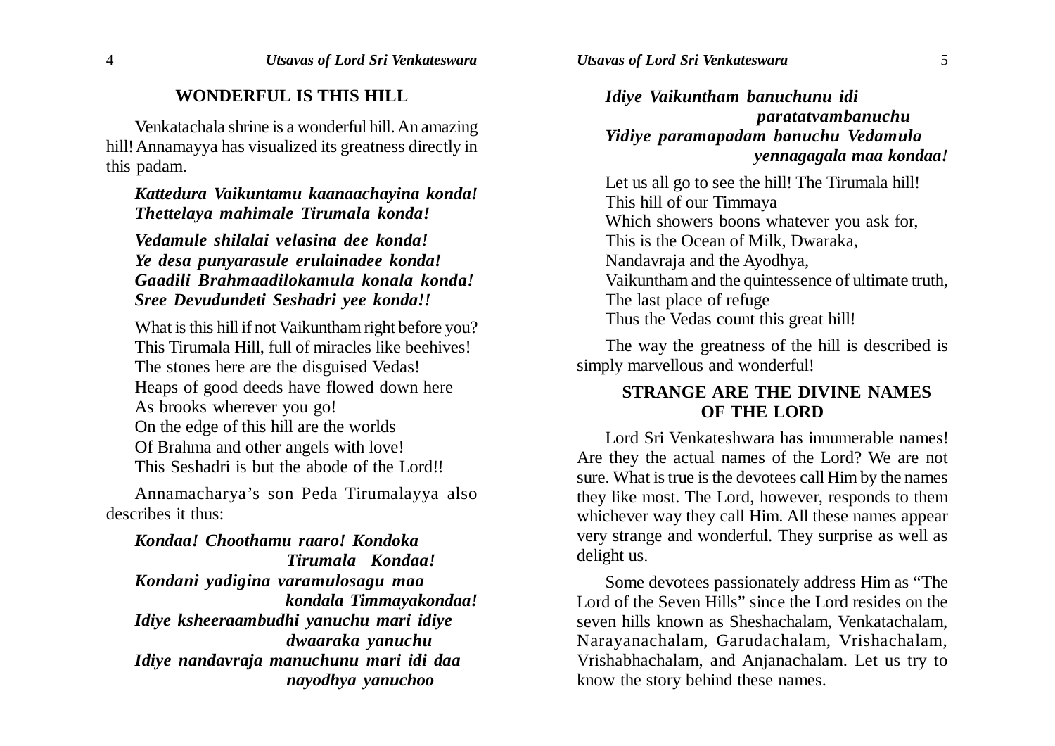## WONDERFUL IS THIS HILL

Venkatachala shrine is a wonderful hill. An amazing hill! Annamayya has visualized its greatness directly in this padam.

*Kattedura Vaikuntamu kaanaachayina konda!*
*Thettelaya mahimale Tirumala konda!*

*Vedamule shilalai velasina dee konda!*
*Ye desa punyarasule erulainadee konda!*
*Gaadili Brahmaadilokamula konala konda!*
*Sree Devudundeti Seshadri yee konda!!*

What is this hill if not Vaikuntham right before you?
This Tirumala Hill, full of miracles like beehives!
The stones here are the disguised Vedas!
Heaps of good deeds have flowed down here
As brooks wherever you go!
On the edge of this hill are the worlds
Of Brahma and other angels with love!
This Seshadri is but the abode of the Lord!!

Annamacharya's son Peda Tirumalayya also describes it thus:

*Kondaa! Choothamu raaro! Kondoka Tirumala Kondaa!*
*Kondani yadigina varamulosagu maa kondala Timmayakondaa!*
*Idiye ksheeraambudhi yanuchu mari idiye dwaaraka yanuchu*
*Idiye nandavraja manuchunu mari idi daa nayodhya yanuchoo*
*Idiye Vaikuntham banuchunu idi paratatvambanuchu*
*Yidiye paramapadam banuchu Vedamula yennagagala maa kondaa!*

Let us all go to see the hill! The Tirumala hill!
This hill of our Timmaya
Which showers boons whatever you ask for,
This is the Ocean of Milk, Dwaraka,
Nandavraja and the Ayodhya,
Vaikuntham and the quintessence of ultimate truth,
The last place of refuge
Thus the Vedas count this great hill!

The way the greatness of the hill is described is simply marvellous and wonderful!

## STRANGE ARE THE DIVINE NAMES OF THE LORD

Lord Sri Venkateshwara has innumerable names! Are they the actual names of the Lord? We are not sure. What is true is the devotees call Him by the names they like most. The Lord, however, responds to them whichever way they call Him. All these names appear very strange and wonderful. They surprise as well as delight us.

Some devotees passionately address Him as "The Lord of the Seven Hills" since the Lord resides on the seven hills known as Sheshachalam, Venkatachalam, Narayanachalam, Garudachalam, Vrishachalam, Vrishabhachalam, and Anjanachalam. Let us try to know the story behind these names.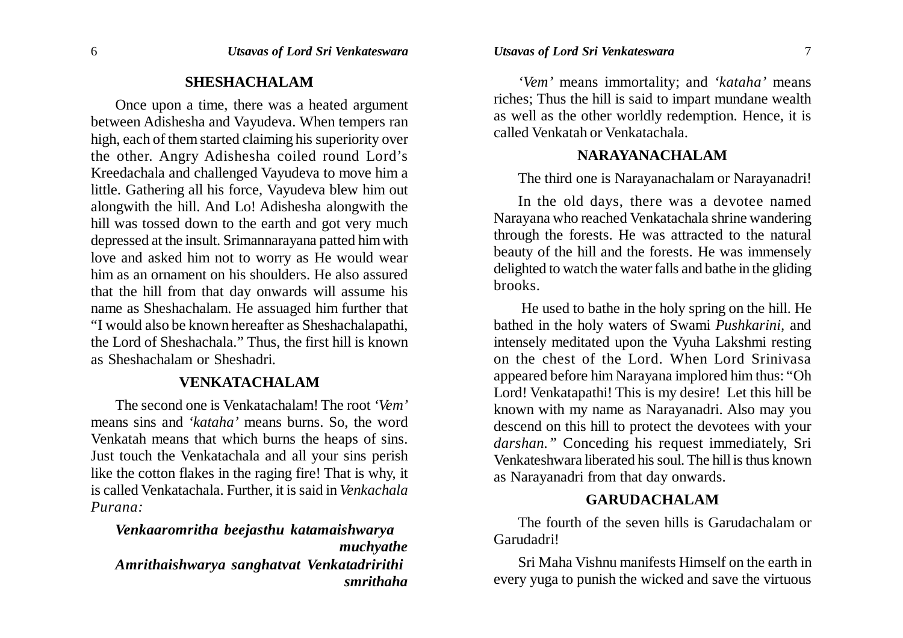## SHESHACHALAM

Once upon a time, there was a heated argument between Adishesha and Vayudeva. When tempers ran high, each of them started claiming his superiority over the other. Angry Adishesha coiled round Lord's Kreedachala and challenged Vayudeva to move him a little. Gathering all his force, Vayudeva blew him out alongwith the hill. And Lo! Adishesha alongwith the hill was tossed down to the earth and got very much depressed at the insult. Srimannarayana patted him with love and asked him not to worry as He would wear him as an ornament on his shoulders. He also assured that the hill from that day onwards will assume his name as Sheshachalam. He assuaged him further that "I would also be known hereafter as Sheshachalapathi, the Lord of Sheshachala." Thus, the first hill is known as Sheshachalam or Sheshadri.

## VENKATACHALAM

The second one is Venkatachalam! The root *'Vem'* means sins and *'kataha'* means burns. So, the word Venkatah means that which burns the heaps of sins. Just touch the Venkatachala and all your sins perish like the cotton flakes in the raging fire! That is why, it is called Venkatachala. Further, it is said in *Venkachala Purana:*

***Venkaaromritha beejasthu katamaishwarya muchyathe***
***Amrithaishwarya sanghatvat Venkatadririthi smrithaha***

*'Vem'* means immortality; and *'kataha'* means riches; Thus the hill is said to impart mundane wealth as well as the other worldly redemption. Hence, it is called Venkatah or Venkatachala.

## NARAYANACHALAM

The third one is Narayanachalam or Narayanadri!

In the old days, there was a devotee named Narayana who reached Venkatachala shrine wandering through the forests. He was attracted to the natural beauty of the hill and the forests. He was immensely delighted to watch the water falls and bathe in the gliding brooks.

He used to bathe in the holy spring on the hill. He bathed in the holy waters of Swami *Pushkarini*, and intensely meditated upon the Vyuha Lakshmi resting on the chest of the Lord. When Lord Srinivasa appeared before him Narayana implored him thus: "Oh Lord! Venkatapathi! This is my desire! Let this hill be known with my name as Narayanadri. Also may you descend on this hill to protect the devotees with your *darshan."* Conceding his request immediately, Sri Venkateshwara liberated his soul. The hill is thus known as Narayanadri from that day onwards.

## GARUDACHALAM

The fourth of the seven hills is Garudachalam or Garudadri!

Sri Maha Vishnu manifests Himself on the earth in every yuga to punish the wicked and save the virtuous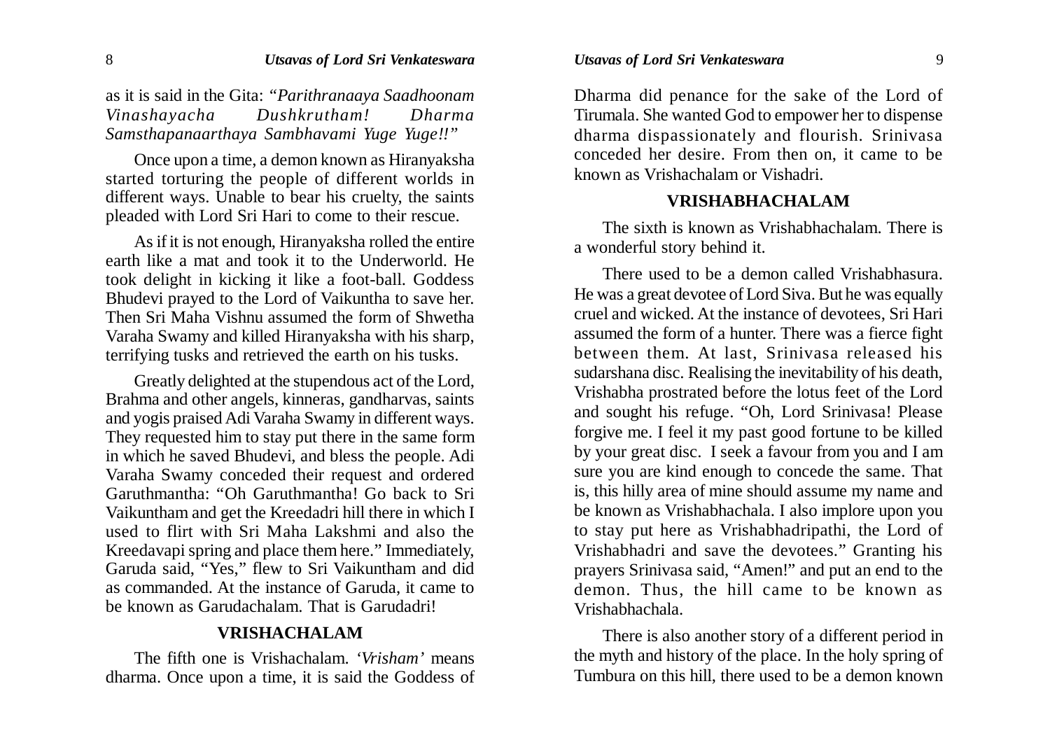as it is said in the Gita: *"Parithranaaya Saadhoonam Vinashayacha Dushkrutham! Dharma Samsthapanaarthaya Sambhavami Yuge Yuge!!"*

Once upon a time, a demon known as Hiranyaksha started torturing the people of different worlds in different ways. Unable to bear his cruelty, the saints pleaded with Lord Sri Hari to come to their rescue.

As if it is not enough, Hiranyaksha rolled the entire earth like a mat and took it to the Underworld. He took delight in kicking it like a foot-ball. Goddess Bhudevi prayed to the Lord of Vaikuntha to save her. Then Sri Maha Vishnu assumed the form of Shwetha Varaha Swamy and killed Hiranyaksha with his sharp, terrifying tusks and retrieved the earth on his tusks.

Greatly delighted at the stupendous act of the Lord, Brahma and other angels, kinneras, gandharvas, saints and yogis praised Adi Varaha Swamy in different ways. They requested him to stay put there in the same form in which he saved Bhudevi, and bless the people. Adi Varaha Swamy conceded their request and ordered Garuthmantha: "Oh Garuthmantha! Go back to Sri Vaikuntham and get the Kreedadri hill there in which I used to flirt with Sri Maha Lakshmi and also the Kreedavapi spring and place them here." Immediately, Garuda said, "Yes," flew to Sri Vaikuntham and did as commanded. At the instance of Garuda, it came to be known as Garudachalam. That is Garudadri!

## VRISHACHALAM

The fifth one is Vrishachalam. *'Vrisham'* means dharma. Once upon a time, it is said the Goddess of Dharma did penance for the sake of the Lord of Tirumala. She wanted God to empower her to dispense dharma dispassionately and flourish. Srinivasa conceded her desire. From then on, it came to be known as Vrishachalam or Vishadri.

## VRISHABHACHALAM

The sixth is known as Vrishabhachalam. There is a wonderful story behind it.

There used to be a demon called Vrishabhasura. He was a great devotee of Lord Siva. But he was equally cruel and wicked. At the instance of devotees, Sri Hari assumed the form of a hunter. There was a fierce fight between them. At last, Srinivasa released his sudarshana disc. Realising the inevitability of his death, Vrishabha prostrated before the lotus feet of the Lord and sought his refuge. "Oh, Lord Srinivasa! Please forgive me. I feel it my past good fortune to be killed by your great disc. I seek a favour from you and I am sure you are kind enough to concede the same. That is, this hilly area of mine should assume my name and be known as Vrishabhachala. I also implore upon you to stay put here as Vrishabhadripathi, the Lord of Vrishabhadri and save the devotees." Granting his prayers Srinivasa said, "Amen!" and put an end to the demon. Thus, the hill came to be known as Vrishabhachala.

There is also another story of a different period in the myth and history of the place. In the holy spring of Tumbura on this hill, there used to be a demon known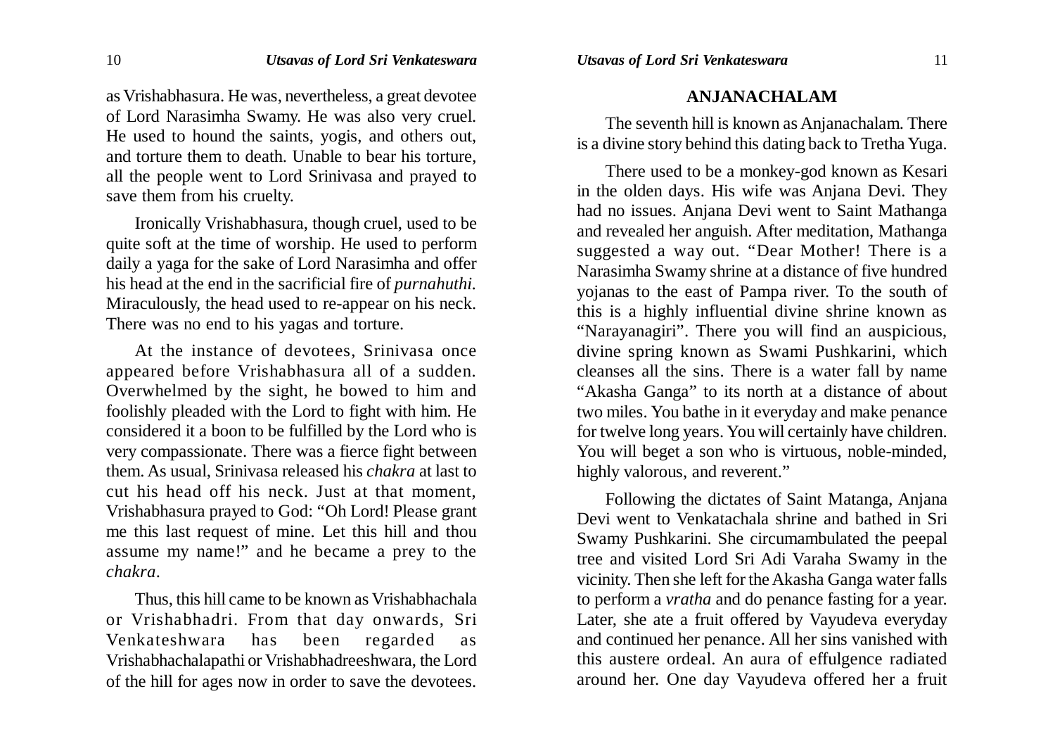as Vrishabhasura. He was, nevertheless, a great devotee of Lord Narasimha Swamy. He was also very cruel. He used to hound the saints, yogis, and others out, and torture them to death. Unable to bear his torture, all the people went to Lord Srinivasa and prayed to save them from his cruelty.

Ironically Vrishabhasura, though cruel, used to be quite soft at the time of worship. He used to perform daily a yaga for the sake of Lord Narasimha and offer his head at the end in the sacrificial fire of *purnahuthi*. Miraculously, the head used to re-appear on his neck. There was no end to his yagas and torture.

At the instance of devotees, Srinivasa once appeared before Vrishabhasura all of a sudden. Overwhelmed by the sight, he bowed to him and foolishly pleaded with the Lord to fight with him. He considered it a boon to be fulfilled by the Lord who is very compassionate. There was a fierce fight between them. As usual, Srinivasa released his *chakra* at last to cut his head off his neck. Just at that moment, Vrishabhasura prayed to God: "Oh Lord! Please grant me this last request of mine. Let this hill and thou assume my name!" and he became a prey to the *chakra*.

Thus, this hill came to be known as Vrishabhachala or Vrishabhadri. From that day onwards, Sri Venkateshwara has been regarded as Vrishabhachalapathi or Vrishabhadreeshwara, the Lord of the hill for ages now in order to save the devotees.

## ANJANACHALAM

The seventh hill is known as Anjanachalam. There is a divine story behind this dating back to Tretha Yuga.

There used to be a monkey-god known as Kesari in the olden days. His wife was Anjana Devi. They had no issues. Anjana Devi went to Saint Mathanga and revealed her anguish. After meditation, Mathanga suggested a way out. "Dear Mother! There is a Narasimha Swamy shrine at a distance of five hundred yojanas to the east of Pampa river. To the south of this is a highly influential divine shrine known as "Narayanagiri". There you will find an auspicious, divine spring known as Swami Pushkarini, which cleanses all the sins. There is a water fall by name "Akasha Ganga" to its north at a distance of about two miles. You bathe in it everyday and make penance for twelve long years. You will certainly have children. You will beget a son who is virtuous, noble-minded, highly valorous, and reverent."

Following the dictates of Saint Matanga, Anjana Devi went to Venkatachala shrine and bathed in Sri Swamy Pushkarini. She circumambulated the peepal tree and visited Lord Sri Adi Varaha Swamy in the vicinity. Then she left for the Akasha Ganga water falls to perform a *vratha* and do penance fasting for a year. Later, she ate a fruit offered by Vayudeva everyday and continued her penance. All her sins vanished with this austere ordeal. An aura of effulgence radiated around her. One day Vayudeva offered her a fruit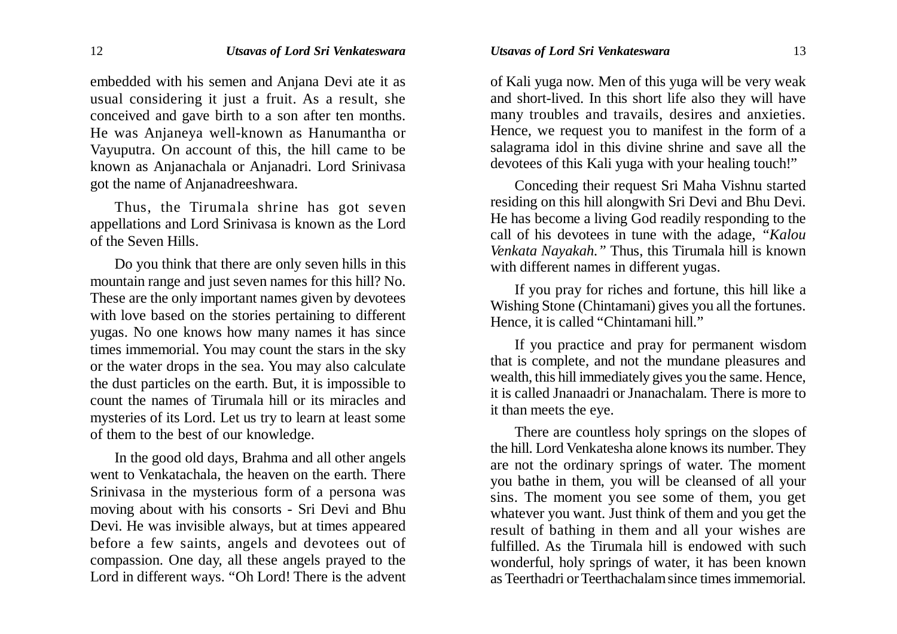embedded with his semen and Anjana Devi ate it as usual considering it just a fruit. As a result, she conceived and gave birth to a son after ten months. He was Anjaneya well-known as Hanumantha or Vayuputra. On account of this, the hill came to be known as Anjanachala or Anjanadri. Lord Srinivasa got the name of Anjanadreeshwara.

Thus, the Tirumala shrine has got seven appellations and Lord Srinivasa is known as the Lord of the Seven Hills.

Do you think that there are only seven hills in this mountain range and just seven names for this hill? No. These are the only important names given by devotees with love based on the stories pertaining to different yugas. No one knows how many names it has since times immemorial. You may count the stars in the sky or the water drops in the sea. You may also calculate the dust particles on the earth. But, it is impossible to count the names of Tirumala hill or its miracles and mysteries of its Lord. Let us try to learn at least some of them to the best of our knowledge.

In the good old days, Brahma and all other angels went to Venkatachala, the heaven on the earth. There Srinivasa in the mysterious form of a persona was moving about with his consorts - Sri Devi and Bhu Devi. He was invisible always, but at times appeared before a few saints, angels and devotees out of compassion. One day, all these angels prayed to the Lord in different ways. "Oh Lord! There is the advent of Kali yuga now. Men of this yuga will be very weak and short-lived. In this short life also they will have many troubles and travails, desires and anxieties. Hence, we request you to manifest in the form of a salagrama idol in this divine shrine and save all the devotees of this Kali yuga with your healing touch!"

Conceding their request Sri Maha Vishnu started residing on this hill alongwith Sri Devi and Bhu Devi. He has become a living God readily responding to the call of his devotees in tune with the adage, *"Kalou Venkata Nayakah."* Thus, this Tirumala hill is known with different names in different yugas.

If you pray for riches and fortune, this hill like a Wishing Stone (Chintamani) gives you all the fortunes. Hence, it is called "Chintamani hill."

If you practice and pray for permanent wisdom that is complete, and not the mundane pleasures and wealth, this hill immediately gives you the same. Hence, it is called Jnanaadri or Jnanachalam. There is more to it than meets the eye.

There are countless holy springs on the slopes of the hill. Lord Venkatesha alone knows its number. They are not the ordinary springs of water. The moment you bathe in them, you will be cleansed of all your sins. The moment you see some of them, you get whatever you want. Just think of them and you get the result of bathing in them and all your wishes are fulfilled. As the Tirumala hill is endowed with such wonderful, holy springs of water, it has been known as Teerthadri or Teerthachalam since times immemorial.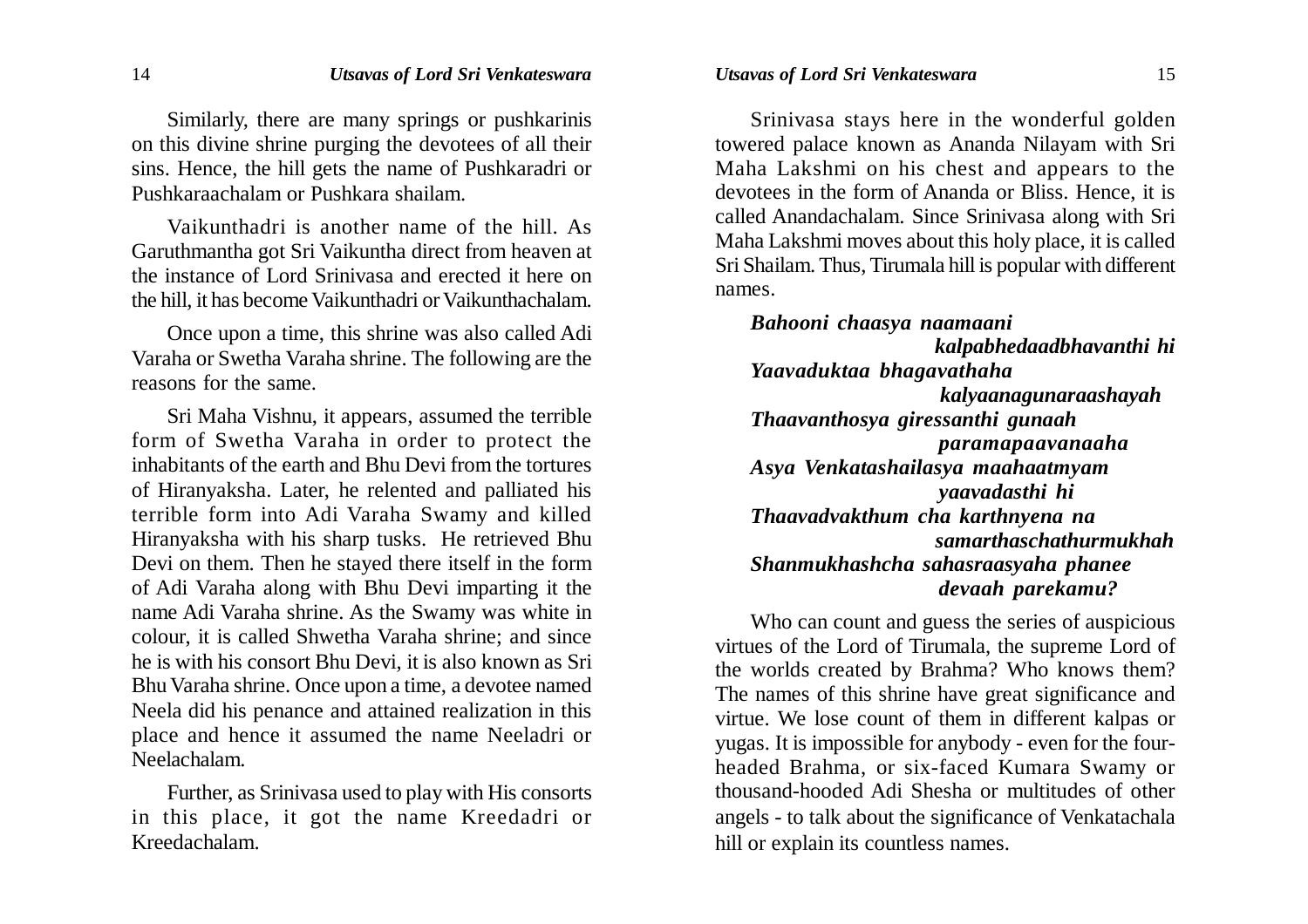Similarly, there are many springs or pushkarinis on this divine shrine purging the devotees of all their sins. Hence, the hill gets the name of Pushkaradri or Pushkaraachalam or Pushkara shailam.

Vaikunthadri is another name of the hill. As Garuthmantha got Sri Vaikuntha direct from heaven at the instance of Lord Srinivasa and erected it here on the hill, it has become Vaikunthadri or Vaikunthachalam.

Once upon a time, this shrine was also called Adi Varaha or Swetha Varaha shrine. The following are the reasons for the same.

Sri Maha Vishnu, it appears, assumed the terrible form of Swetha Varaha in order to protect the inhabitants of the earth and Bhu Devi from the tortures of Hiranyaksha. Later, he relented and palliated his terrible form into Adi Varaha Swamy and killed Hiranyaksha with his sharp tusks. He retrieved Bhu Devi on them. Then he stayed there itself in the form of Adi Varaha along with Bhu Devi imparting it the name Adi Varaha shrine. As the Swamy was white in colour, it is called Shwetha Varaha shrine; and since he is with his consort Bhu Devi, it is also known as Sri Bhu Varaha shrine. Once upon a time, a devotee named Neela did his penance and attained realization in this place and hence it assumed the name Neeladri or Neelachalam.

Further, as Srinivasa used to play with His consorts in this place, it got the name Kreedadri or Kreedachalam.

Srinivasa stays here in the wonderful golden towered palace known as Ananda Nilayam with Sri Maha Lakshmi on his chest and appears to the devotees in the form of Ananda or Bliss. Hence, it is called Anandachalam. Since Srinivasa along with Sri Maha Lakshmi moves about this holy place, it is called Sri Shailam. Thus, Tirumala hill is popular with different names.

***Bahooni chaasya naamaani***
***kalpabhedaadbhavanthi hi***
***Yaavaduktaa bhagavathaha***
***kalyaanagunaraashayah***
***Thaavanthosya giressanthi gunaah***
***paramapaavanaaha***
***Asya Venkatashailasya maahaatmyam***
***yaavadasthi hi***
***Thaavadvakthum cha karthnyena na***
***samarthaschathurmukhah***
***Shanmukhashcha sahasraasyaha phanee***
***devaah parekamu?***

Who can count and guess the series of auspicious virtues of the Lord of Tirumala, the supreme Lord of the worlds created by Brahma? Who knows them? The names of this shrine have great significance and virtue. We lose count of them in different kalpas or yugas. It is impossible for anybody - even for the four-headed Brahma, or six-faced Kumara Swamy or thousand-hooded Adi Shesha or multitudes of other angels - to talk about the significance of Venkatachala hill or explain its countless names.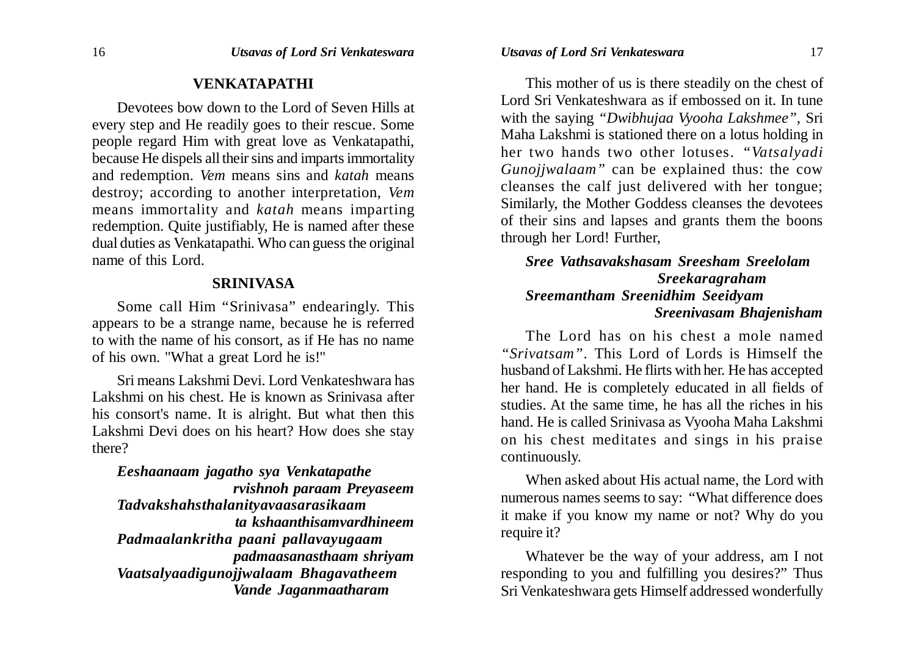## VENKATAPATHI

Devotees bow down to the Lord of Seven Hills at every step and He readily goes to their rescue. Some people regard Him with great love as Venkatapathi, because He dispels all their sins and imparts immortality and redemption. *Vem* means sins and *katah* means destroy; according to another interpretation, *Vem* means immortality and *katah* means imparting redemption. Quite justifiably, He is named after these dual duties as Venkatapathi. Who can guess the original name of this Lord.

## SRINIVASA

Some call Him "Srinivasa" endearingly. This appears to be a strange name, because he is referred to with the name of his consort, as if He has no name of his own. "What a great Lord he is!"

Sri means Lakshmi Devi. Lord Venkateshwara has Lakshmi on his chest. He is known as Srinivasa after his consort's name. It is alright. But what then this Lakshmi Devi does on his heart? How does she stay there?

***Eeshaanaam jagatho sya Venkatapathe***
***rvishnoh paraam Preyaseem***
***Tadvakshahsthalanityavaasarasikaam***
***ta kshaanthisamvardhineem***
***Padmaalankritha paani pallavayugaam***
***padmaasanasthaam shriyam***
***Vaatsalyaadigunojjwalaam Bhagavatheem***
***Vande Jaganmaatharam***

This mother of us is there steadily on the chest of Lord Sri Venkateshwara as if embossed on it. In tune with the saying "*Dwibhujaa Vyooha Lakshmee*", Sri Maha Lakshmi is stationed there on a lotus holding in her two hands two other lotuses. "*Vatsalyadi Gunojjwalaam*" can be explained thus: the cow cleanses the calf just delivered with her tongue; Similarly, the Mother Goddess cleanses the devotees of their sins and lapses and grants them the boons through her Lord! Further,

***Sree Vathsavakshasam Sreesham Sreelolam***
***Sreekaragraham***
***Sreemantham Sreenidhim Seeidyam***
***Sreenivasam Bhajenisham***

The Lord has on his chest a mole named *"Srivatsam"*. This Lord of Lords is Himself the husband of Lakshmi. He flirts with her. He has accepted her hand. He is completely educated in all fields of studies. At the same time, he has all the riches in his hand. He is called Srinivasa as Vyooha Maha Lakshmi on his chest meditates and sings in his praise continuously.

When asked about His actual name, the Lord with numerous names seems to say: "What difference does it make if you know my name or not? Why do you require it?

Whatever be the way of your address, am I not responding to you and fulfilling you desires?" Thus Sri Venkateshwara gets Himself addressed wonderfully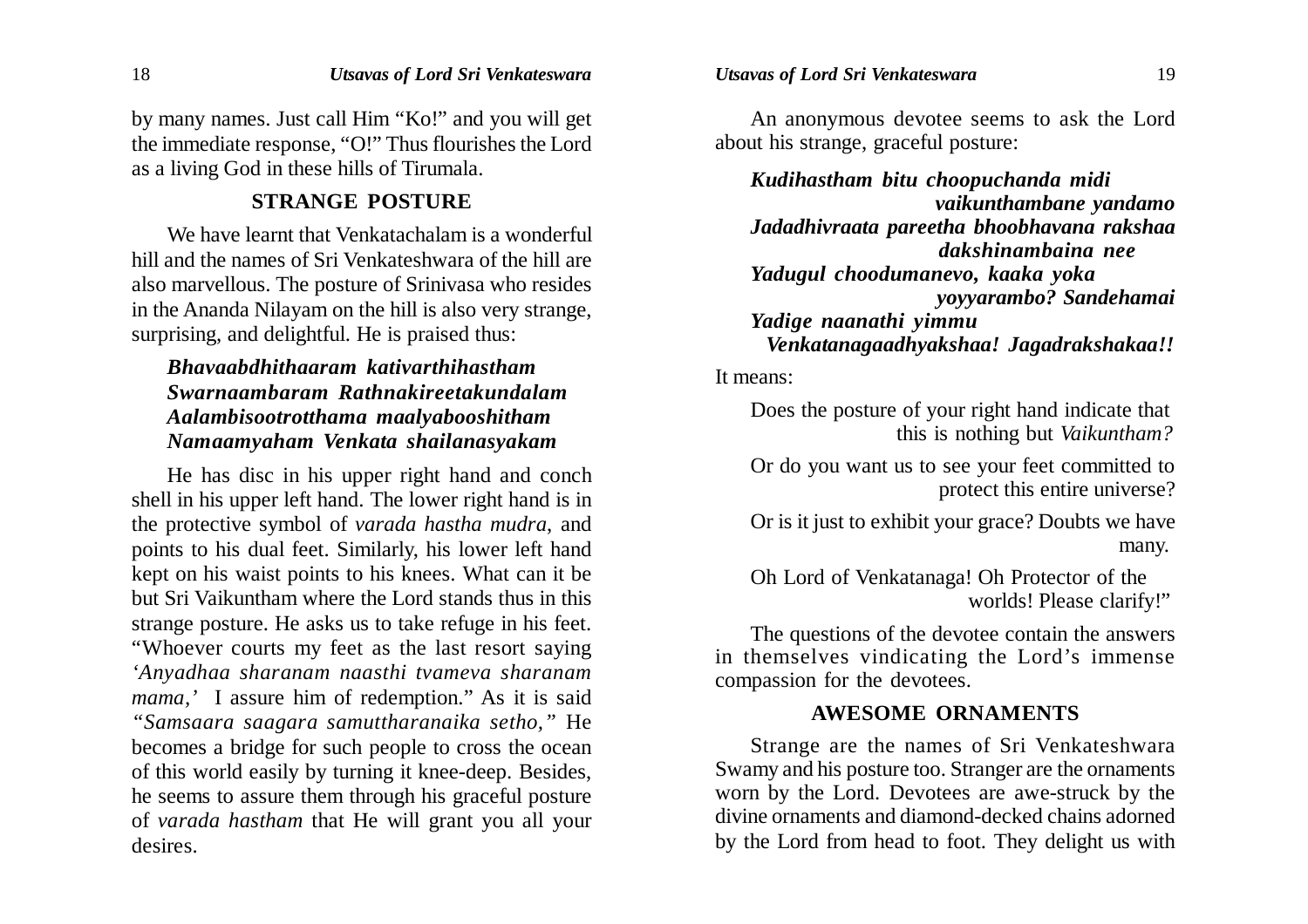by many names. Just call Him "Ko!" and you will get the immediate response, "O!" Thus flourishes the Lord as a living God in these hills of Tirumala.

## STRANGE POSTURE

We have learnt that Venkatachalam is a wonderful hill and the names of Sri Venkateshwara of the hill are also marvellous. The posture of Srinivasa who resides in the Ananda Nilayam on the hill is also very strange, surprising, and delightful. He is praised thus:

***Bhavaabdhithaaram kativarthihastham***
***Swarnaambaram Rathnakireetakundalam***
***Aalambisootrotthama maalyabooshitham***
***Namaamyaham Venkata shailanasyakam***

He has disc in his upper right hand and conch shell in his upper left hand. The lower right hand is in the protective symbol of *varada hastha mudra,* and points to his dual feet. Similarly, his lower left hand kept on his waist points to his knees. What can it be but Sri Vaikuntham where the Lord stands thus in this strange posture. He asks us to take refuge in his feet. "Whoever courts my feet as the last resort saying *'Anyadhaa sharanam naasthi tvameva sharanam mama,'* I assure him of redemption." As it is said *"Samsaara saagara samuttharanaika setho,"* He becomes a bridge for such people to cross the ocean of this world easily by turning it knee-deep. Besides, he seems to assure them through his graceful posture of *varada hastham* that He will grant you all your desires.

An anonymous devotee seems to ask the Lord about his strange, graceful posture:

***Kudihastham bitu choopuchanda midi***
***vaikunthambane yandamo***
***Jadadhivraata pareetha bhoobhavana rakshaa***
***dakshinambaina nee***
***Yadugul choodumanevo, kaaka yoka***
***yoyyarambo? Sandehamai***
***Yadige naanathi yimmu***
***Venkatanagaadhyakshaa! Jagadrakshakaa!!***

It means:

Does the posture of your right hand indicate that this is nothing but *Vaikuntham?*

Or do you want us to see your feet committed to protect this entire universe?

Or is it just to exhibit your grace? Doubts we have many.

Oh Lord of Venkatanaga! Oh Protector of the worlds! Please clarify!"

The questions of the devotee contain the answers in themselves vindicating the Lord's immense compassion for the devotees.

## AWESOME ORNAMENTS

Strange are the names of Sri Venkateshwara Swamy and his posture too. Stranger are the ornaments worn by the Lord. Devotees are awe-struck by the divine ornaments and diamond-decked chains adorned by the Lord from head to foot. They delight us with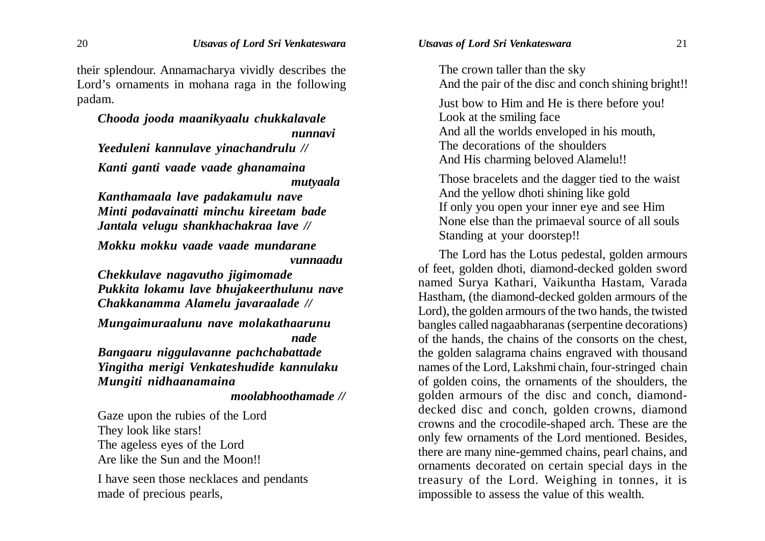their splendour. Annamacharya vividly describes the Lord's ornaments in mohana raga in the following padam.

***Chooda jooda maanikyaalu chukkalavale nunnavi***
***Yeeduleni kannulave yinachandrulu //***

***Kanti ganti vaade vaade ghanamaina mutyaala***
***Kanthamaala lave padakamulu nave***
***Minti podavainatti minchu kireetam bade***
***Jantala velugu shankhachakraa lave //***

***Mokku mokku vaade vaade mundarane vunnaadu***
***Chekkulave nagavutho jigimomade***
***Pukkita lokamu lave bhujakeerthulunu nave***
***Chakkanamma Alamelu javaraalade //***

***Mungaimuraalunu nave molakathaarunu nade***
***Bangaaru niggulavanne pachchabattade***
***Yingitha merigi Venkateshudide kannulaku***
***Mungiti nidhaanamaina moolabhoothamade //***

Gaze upon the rubies of the Lord
They look like stars!
The ageless eyes of the Lord
Are like the Sun and the Moon!!

I have seen those necklaces and pendants
made of precious pearls,
The crown taller than the sky
And the pair of the disc and conch shining bright!!

Just bow to Him and He is there before you!
Look at the smiling face
And all the worlds enveloped in his mouth,
The decorations of the shoulders
And His charming beloved Alamelu!!

Those bracelets and the dagger tied to the waist
And the yellow dhoti shining like gold
If only you open your inner eye and see Him
None else than the primaeval source of all souls
Standing at your doorstep!!

The Lord has the Lotus pedestal, golden armours of feet, golden dhoti, diamond-decked golden sword named Surya Kathari, Vaikuntha Hastam, Varada Hastham, (the diamond-decked golden armours of the Lord), the golden armours of the two hands, the twisted bangles called nagaabharanas (serpentine decorations) of the hands, the chains of the consorts on the chest, the golden salagrama chains engraved with thousand names of the Lord, Lakshmi chain, four-stringed chain of golden coins, the ornaments of the shoulders, the golden armours of the disc and conch, diamond-decked disc and conch, golden crowns, diamond crowns and the crocodile-shaped arch. These are the only few ornaments of the Lord mentioned. Besides, there are many nine-gemmed chains, pearl chains, and ornaments decorated on certain special days in the treasury of the Lord. Weighing in tonnes, it is impossible to assess the value of this wealth.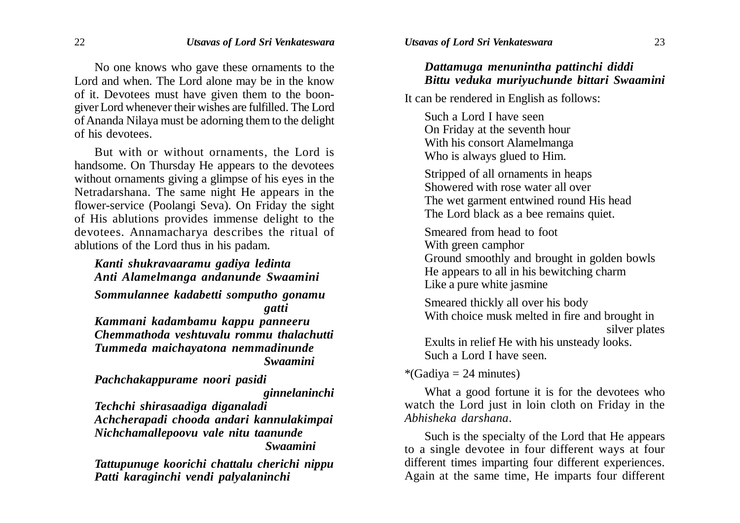No one knows who gave these ornaments to the Lord and when. The Lord alone may be in the know of it. Devotees must have given them to the boon-giver Lord whenever their wishes are fulfilled. The Lord of Ananda Nilaya must be adorning them to the delight of his devotees.

But with or without ornaments, the Lord is handsome. On Thursday He appears to the devotees without ornaments giving a glimpse of his eyes in the Netradarshana. The same night He appears in the flower-service (Poolangi Seva). On Friday the sight of His ablutions provides immense delight to the devotees. Annamacharya describes the ritual of ablutions of the Lord thus in his padam.

***Kanti shukravaaramu gadiya ledinta***
***Anti Alamelmanga andanunde Swaamini***

***Sommulannee kadabetti somputho gonamu gatti***
***Kammani kadambamu kappu panneeru***
***Chemmathoda veshtuvalu rommu thalachutti***
***Tummeda maichayatona nemmadinunde Swaamini***

***Pachchakappurame noori pasidi ginnelaninchi***
***Techchi shirasaadiga diganaladi***
***Achcherapadi chooda andari kannulakimpai***
***Nichchamallepoovu vale nitu taanunde Swaamini***

***Tattupunuge koorichi chattalu cherichi nippu***
***Patti karaginchi vendi palyalaninchi***
***Dattamuga menunintha pattinchi diddi***
***Bittu veduka muriyuchunde bittari Swaamini***

It can be rendered in English as follows:

Such a Lord I have seen
On Friday at the seventh hour
With his consort Alamelmanga
Who is always glued to Him.

Stripped of all ornaments in heaps
Showered with rose water all over
The wet garment entwined round His head
The Lord black as a bee remains quiet.

Smeared from head to foot
With green camphor
Ground smoothly and brought in golden bowls
He appears to all in his bewitching charm
Like a pure white jasmine

Smeared thickly all over his body
With choice musk melted in fire and brought in silver plates
Exults in relief He with his unsteady looks.
Such a Lord I have seen.

*(Gadiya = 24 minutes)

What a good fortune it is for the devotees who watch the Lord just in loin cloth on Friday in the *Abhisheka darshana*.

Such is the specialty of the Lord that He appears to a single devotee in four different ways at four different times imparting four different experiences. Again at the same time, He imparts four different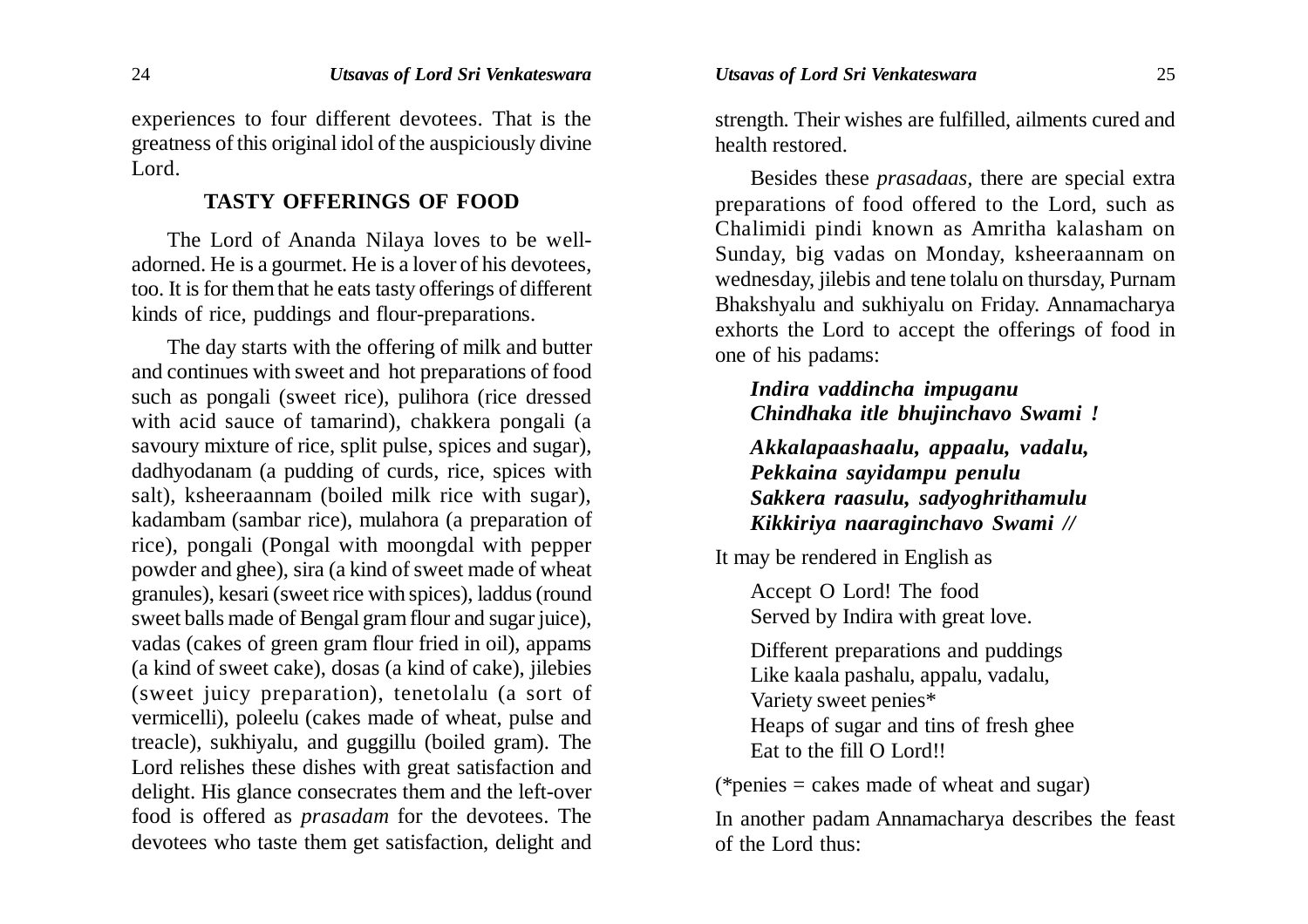experiences to four different devotees. That is the greatness of this original idol of the auspiciously divine Lord.

## TASTY OFFERINGS OF FOOD

The Lord of Ananda Nilaya loves to be well-adorned. He is a gourmet. He is a lover of his devotees, too. It is for them that he eats tasty offerings of different kinds of rice, puddings and flour-preparations.

The day starts with the offering of milk and butter and continues with sweet and hot preparations of food such as pongali (sweet rice), pulihora (rice dressed with acid sauce of tamarind), chakkera pongali (a savoury mixture of rice, split pulse, spices and sugar), dadhyodanam (a pudding of curds, rice, spices with salt), ksheeraannam (boiled milk rice with sugar), kadambam (sambar rice), mulahora (a preparation of rice), pongali (Pongal with moongdal with pepper powder and ghee), sira (a kind of sweet made of wheat granules), kesari (sweet rice with spices), laddus (round sweet balls made of Bengal gram flour and sugar juice), vadas (cakes of green gram flour fried in oil), appams (a kind of sweet cake), dosas (a kind of cake), jilebies (sweet juicy preparation), tenetolalu (a sort of vermicelli), poleelu (cakes made of wheat, pulse and treacle), sukhiyalu, and guggillu (boiled gram). The Lord relishes these dishes with great satisfaction and delight. His glance consecrates them and the left-over food is offered as *prasadam* for the devotees. The devotees who taste them get satisfaction, delight and strength. Their wishes are fulfilled, ailments cured and health restored.

Besides these *prasadaas,* there are special extra preparations of food offered to the Lord, such as Chalimidi pindi known as Amritha kalasham on Sunday, big vadas on Monday, ksheeraannam on wednesday, jilebis and tene tolalu on thursday, Purnam Bhakshyalu and sukhiyalu on Friday. Annamacharya exhorts the Lord to accept the offerings of food in one of his padams:

> ***Indira vaddincha impuganu***
> ***Chindhaka itle bhujinchavo Swami !***
>
> ***Akkalapaashaalu, appaalu, vadalu,***
> ***Pekkaina sayidampu penulu***
> ***Sakkera raasulu, sadyoghrithamulu***
> ***Kikkiriya naaraginchavo Swami //***

It may be rendered in English as

> Accept O Lord! The food
> Served by Indira with great love.
>
> Different preparations and puddings
> Like kaala pashalu, appalu, vadalu,
> Variety sweet penies*
> Heaps of sugar and tins of fresh ghee
> Eat to the fill O Lord!!

(*penies = cakes made of wheat and sugar)

In another padam Annamacharya describes the feast of the Lord thus: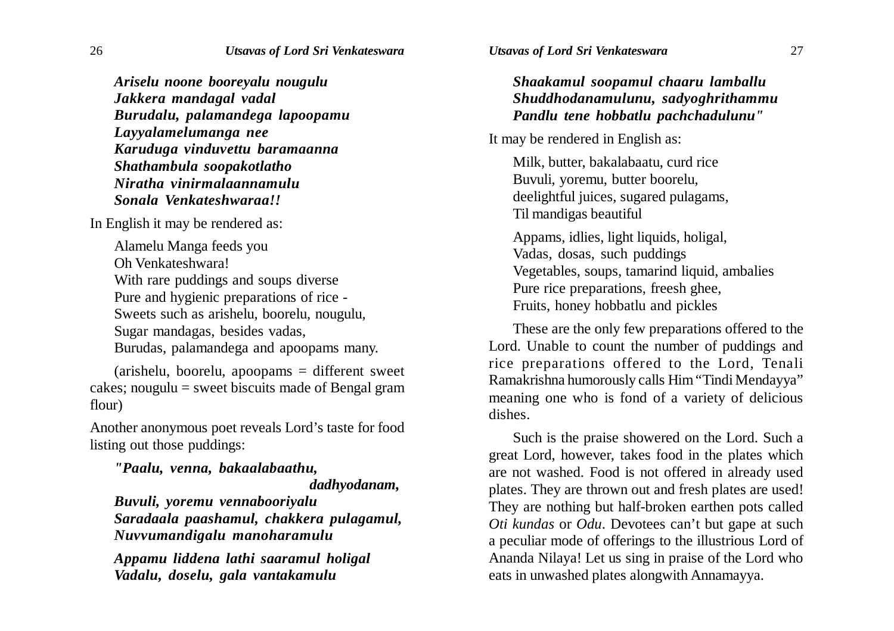*Ariselu noone booreyalu nougulu*
*Jakkera mandagal vadal*
*Burudalu, palamandega lapoopamu*
*Layyalamelumanga nee*
*Karuduga vinduvettu baramaanna*
*Shathambula soopakotlatho*
*Niratha vinirmalaannamulu*
*Sonala Venkateshwaraa!!*

In English it may be rendered as:

Alamelu Manga feeds you
Oh Venkateshwara!
With rare puddings and soups diverse
Pure and hygienic preparations of rice -
Sweets such as arishelu, boorelu, nougulu,
Sugar mandagas, besides vadas,
Burudas, palamandega and apoopams many.

(arishelu, boorelu, apoopams = different sweet cakes; nougulu = sweet biscuits made of Bengal gram flour)

Another anonymous poet reveals Lord's taste for food listing out those puddings:

*"Paalu, venna, bakaalabaathu, dadhyodanam,*
*Buvuli, yoremu vennabooriyalu*
*Saradaala paashamul, chakkera pulagamul,*
*Nuvvumandigalu manoharamulu*

*Appamu liddena lathi saaramul holigal*
*Vadalu, doselu, gala vantakamulu*
*Shaakamul soopamul chaaru lamballu*
*Shuddhodanamulunu, sadyoghrithammu*
*Pandlu tene hobbatlu pachchadulunu"*

It may be rendered in English as:

Milk, butter, bakalabaatu, curd rice
Buvuli, yoremu, butter boorelu,
deelightful juices, sugared pulagams,
Til mandigas beautiful

Appams, idlies, light liquids, holigal,
Vadas, dosas, such puddings
Vegetables, soups, tamarind liquid, ambalies
Pure rice preparations, freesh ghee,
Fruits, honey hobbatlu and pickles

These are the only few preparations offered to the Lord. Unable to count the number of puddings and rice preparations offered to the Lord, Tenali Ramakrishna humorously calls Him "Tindi Mendayya" meaning one who is fond of a variety of delicious dishes.

Such is the praise showered on the Lord. Such a great Lord, however, takes food in the plates which are not washed. Food is not offered in already used plates. They are thrown out and fresh plates are used! They are nothing but half-broken earthen pots called *Oti kundas* or *Odu*. Devotees can't but gape at such a peculiar mode of offerings to the illustrious Lord of Ananda Nilaya! Let us sing in praise of the Lord who eats in unwashed plates alongwith Annamayya.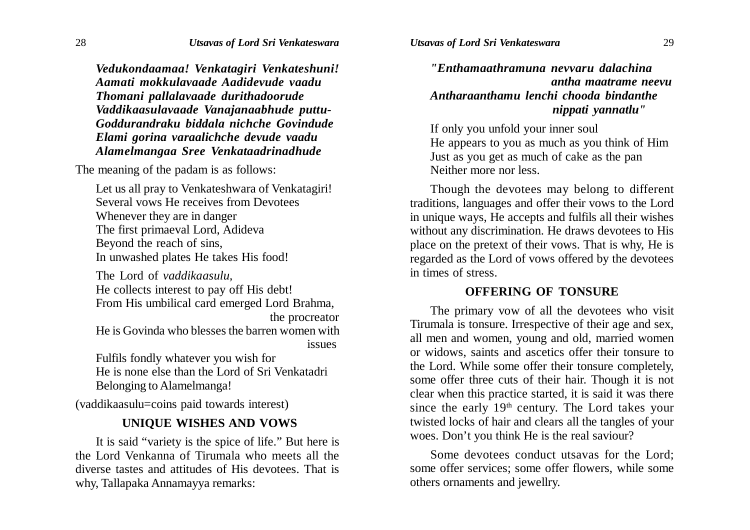*Vedukondaamaa! Venkatagiri Venkateshuni!*
*Aamati mokkulavaade Aadidevude vaadu*
*Thomani pallalavaade durithadoorude*
*Vaddikaasulavaade Vanajanaabhude puttu-*
*Goddurandraku biddala nichche Govindude*
*Elami gorina varaalichche devude vaadu*
*Alamelmangaa Sree Venkataadrinadhude*

The meaning of the padam is as follows:

Let us all pray to Venkateshwara of Venkatagiri!
Several vows He receives from Devotees
Whenever they are in danger
The first primaeval Lord, Adideva
Beyond the reach of sins,
In unwashed plates He takes His food!

The Lord of *vaddikaasulu,*
He collects interest to pay off His debt!
From His umbilical card emerged Lord Brahma, the procreator
He is Govinda who blesses the barren women with issues
Fulfils fondly whatever you wish for
He is none else than the Lord of Sri Venkatadri
Belonging to Alamelmanga!

(vaddikaasulu=coins paid towards interest)

## UNIQUE WISHES AND VOWS

It is said "variety is the spice of life." But here is the Lord Venkanna of Tirumala who meets all the diverse tastes and attitudes of His devotees. That is why, Tallapaka Annamayya remarks:

*"Enthamaathramuna nevvaru dalachina antha maatrame neevu*
*Antharaanthamu lenchi chooda bindanthe nippati yannatlu"*

If only you unfold your inner soul
He appears to you as much as you think of Him
Just as you get as much of cake as the pan
Neither more nor less.

Though the devotees may belong to different traditions, languages and offer their vows to the Lord in unique ways, He accepts and fulfils all their wishes without any discrimination. He draws devotees to His place on the pretext of their vows. That is why, He is regarded as the Lord of vows offered by the devotees in times of stress.

## OFFERING OF TONSURE

The primary vow of all the devotees who visit Tirumala is tonsure. Irrespective of their age and sex, all men and women, young and old, married women or widows, saints and ascetics offer their tonsure to the Lord. While some offer their tonsure completely, some offer three cuts of their hair. Though it is not clear when this practice started, it is said it was there since the early 19th century. The Lord takes your twisted locks of hair and clears all the tangles of your woes. Don't you think He is the real saviour?

Some devotees conduct utsavas for the Lord; some offer services; some offer flowers, while some others ornaments and jewellry.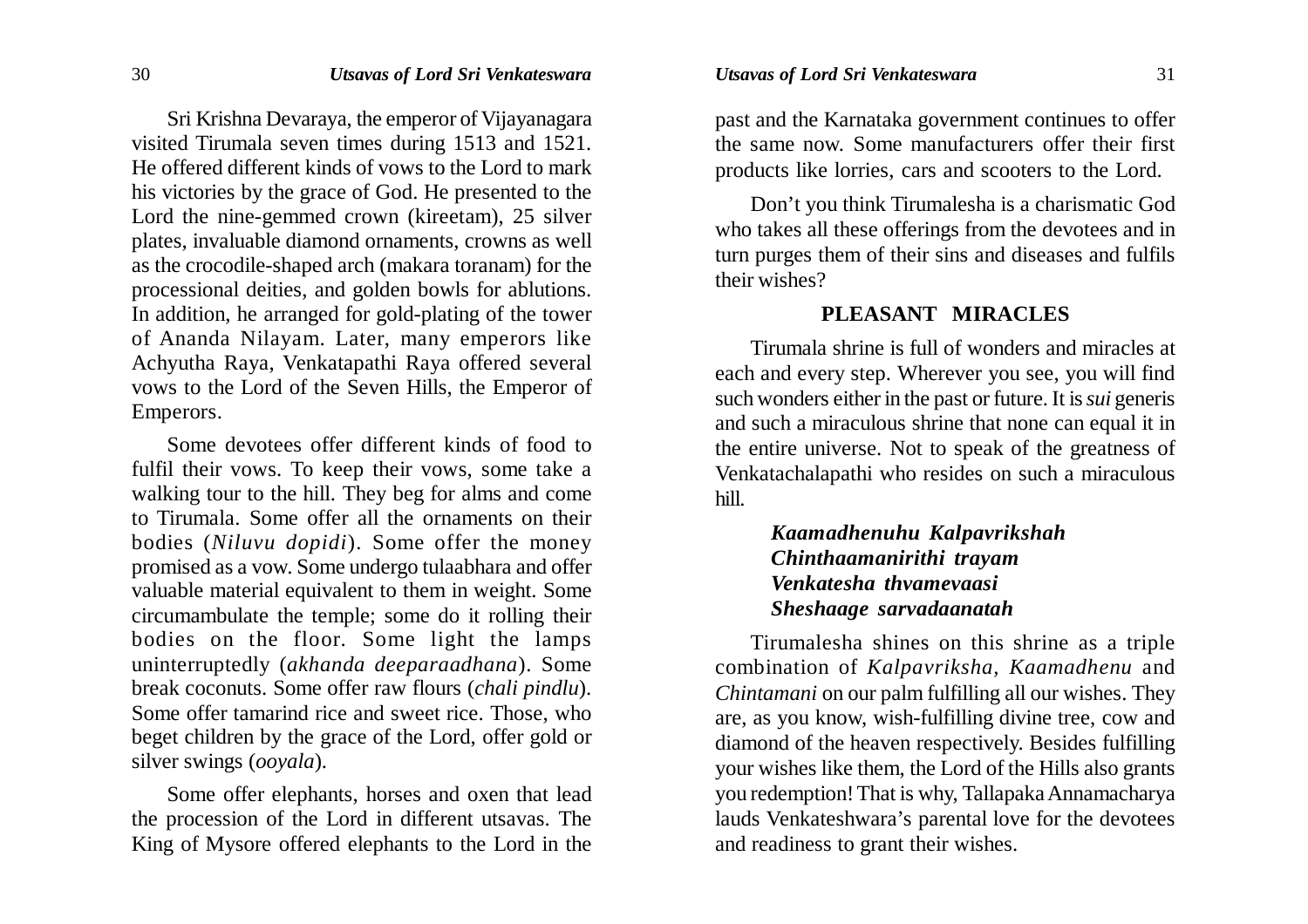Sri Krishna Devaraya, the emperor of Vijayanagara visited Tirumala seven times during 1513 and 1521. He offered different kinds of vows to the Lord to mark his victories by the grace of God. He presented to the Lord the nine-gemmed crown (kireetam), 25 silver plates, invaluable diamond ornaments, crowns as well as the crocodile-shaped arch (makara toranam) for the processional deities, and golden bowls for ablutions. In addition, he arranged for gold-plating of the tower of Ananda Nilayam. Later, many emperors like Achyutha Raya, Venkatapathi Raya offered several vows to the Lord of the Seven Hills, the Emperor of Emperors.

Some devotees offer different kinds of food to fulfil their vows. To keep their vows, some take a walking tour to the hill. They beg for alms and come to Tirumala. Some offer all the ornaments on their bodies (*Niluvu dopidi*). Some offer the money promised as a vow. Some undergo tulaabhara and offer valuable material equivalent to them in weight. Some circumambulate the temple; some do it rolling their bodies on the floor. Some light the lamps uninterruptedly (*akhanda deeparaadhana*). Some break coconuts. Some offer raw flours (*chali pindlu*). Some offer tamarind rice and sweet rice. Those, who beget children by the grace of the Lord, offer gold or silver swings (*ooyala*).

Some offer elephants, horses and oxen that lead the procession of the Lord in different utsavas. The King of Mysore offered elephants to the Lord in the past and the Karnataka government continues to offer the same now. Some manufacturers offer their first products like lorries, cars and scooters to the Lord.

Don't you think Tirumalesha is a charismatic God who takes all these offerings from the devotees and in turn purges them of their sins and diseases and fulfils their wishes?

## PLEASANT MIRACLES

Tirumala shrine is full of wonders and miracles at each and every step. Wherever you see, you will find such wonders either in the past or future. It is *sui* generis and such a miraculous shrine that none can equal it in the entire universe. Not to speak of the greatness of Venkatachalapathi who resides on such a miraculous hill.

***Kaamadhenuhu Kalpavrikshah***
***Chinthaamanirithi trayam***
***Venkatesha thvamevaasi***
***Sheshaage sarvadaanatah***

Tirumalesha shines on this shrine as a triple combination of *Kalpavriksha, Kaamadhenu* and *Chintamani* on our palm fulfilling all our wishes. They are, as you know, wish-fulfilling divine tree, cow and diamond of the heaven respectively. Besides fulfilling your wishes like them, the Lord of the Hills also grants you redemption! That is why, Tallapaka Annamacharya lauds Venkateshwara's parental love for the devotees and readiness to grant their wishes.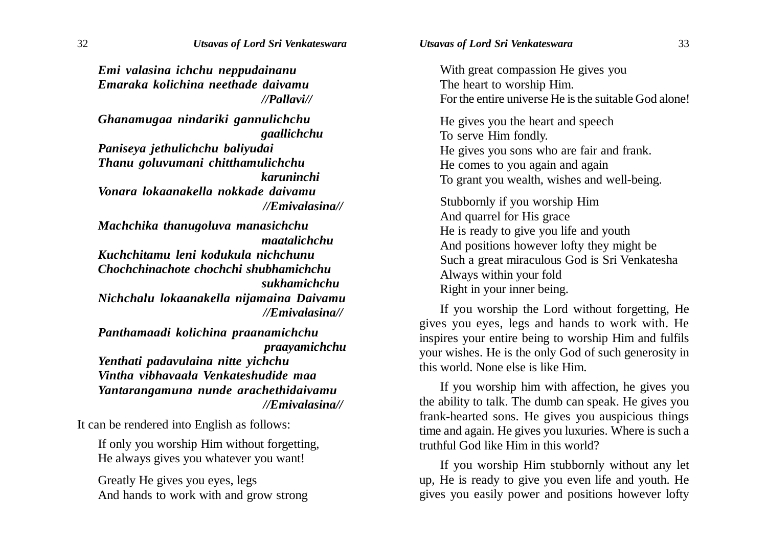*Emi valasina ichchu neppudainanu*
*Emaraka kolichina neethade daivamu*
*//Pallavi//*

*Ghanamugaa nindariki gannulichchu gaallichchu*
*Paniseya jethulichchu baliyudai*
*Thanu goluvumani chitthamulichchu karuninchi*
*Vonara lokaanakella nokkade daivamu*
*//Emivalasina//*

*Machchika thanugoluva manasichchu maatalichchu*
*Kuchchitamu leni kodukula nichchunu*
*Chochchinachote chochchi shubhamichchu sukhamichchu*
*Nichchalu lokaanakella nijamaina Daivamu*
*//Emivalasina//*

*Panthamaadi kolichina praanamichchu praayamichchu*
*Yenthati padavulaina nitte yichchu*
*Vintha vibhavaala Venkateshudide maa*
*Yantarangamuna nunde arachethidaivamu*
*//Emivalasina//*

It can be rendered into English as follows:

If only you worship Him without forgetting,
He always gives you whatever you want!

Greatly He gives you eyes, legs
And hands to work with and grow strong
With great compassion He gives you
The heart to worship Him.
For the entire universe He is the suitable God alone!

He gives you the heart and speech
To serve Him fondly.
He gives you sons who are fair and frank.
He comes to you again and again
To grant you wealth, wishes and well-being.

Stubbornly if you worship Him
And quarrel for His grace
He is ready to give you life and youth
And positions however lofty they might be
Such a great miraculous God is Sri Venkatesha
Always within your fold
Right in your inner being.

If you worship the Lord without forgetting, He gives you eyes, legs and hands to work with. He inspires your entire being to worship Him and fulfils your wishes. He is the only God of such generosity in this world. None else is like Him.

If you worship him with affection, he gives you the ability to talk. The dumb can speak. He gives you frank-hearted sons. He gives you auspicious things time and again. He gives you luxuries. Where is such a truthful God like Him in this world?

If you worship Him stubbornly without any let up, He is ready to give you even life and youth. He gives you easily power and positions however lofty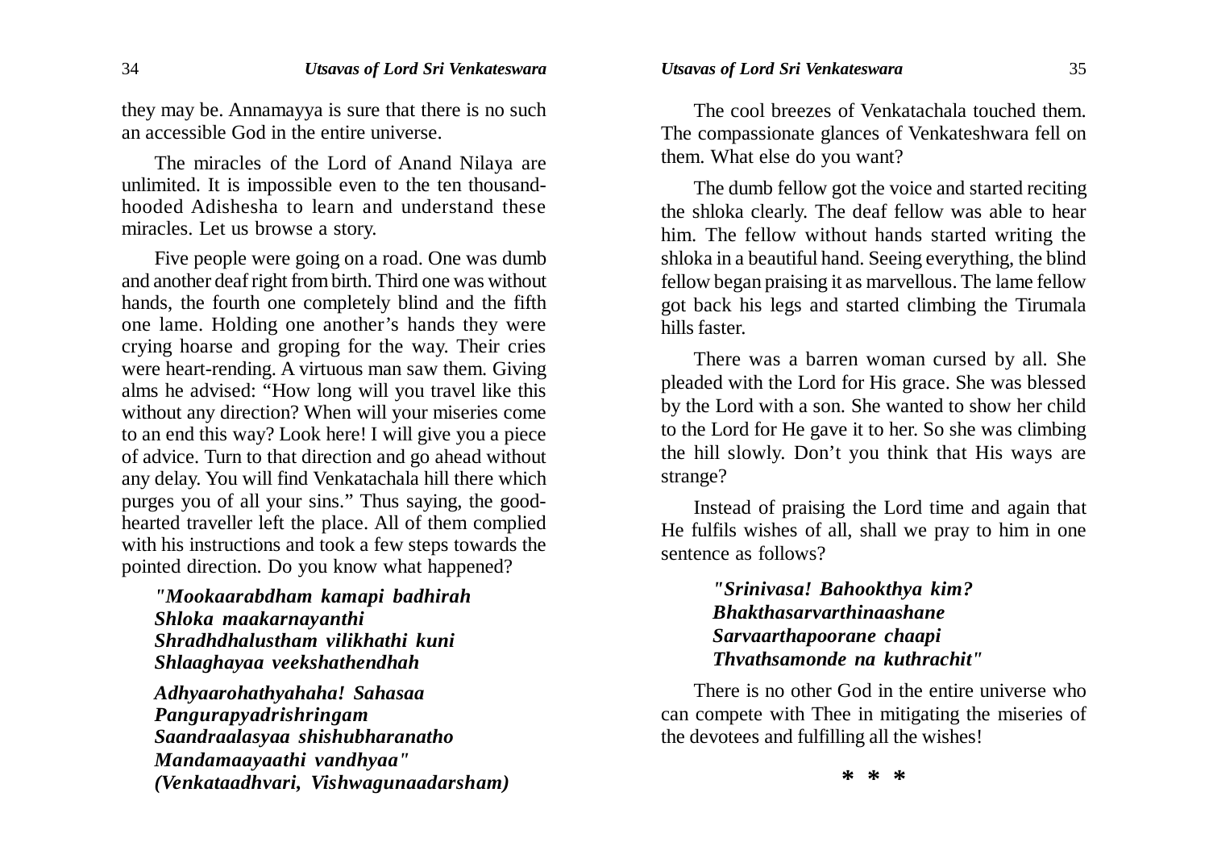they may be. Annamayya is sure that there is no such an accessible God in the entire universe.

The miracles of the Lord of Anand Nilaya are unlimited. It is impossible even to the ten thousand-hooded Adishesha to learn and understand these miracles. Let us browse a story.

Five people were going on a road. One was dumb and another deaf right from birth. Third one was without hands, the fourth one completely blind and the fifth one lame. Holding one another's hands they were crying hoarse and groping for the way. Their cries were heart-rending. A virtuous man saw them. Giving alms he advised: "How long will you travel like this without any direction? When will your miseries come to an end this way? Look here! I will give you a piece of advice. Turn to that direction and go ahead without any delay. You will find Venkatachala hill there which purges you of all your sins." Thus saying, the good-hearted traveller left the place. All of them complied with his instructions and took a few steps towards the pointed direction. Do you know what happened?

***"Mookaarabdham kamapi badhirah***
***Shloka maakarnayanthi***
***Shradhdhalustham vilikhathi kuni***
***Shlaaghayaa veekshathendhah***

***Adhyaarohathyahaha! Sahasaa***
***Pangurapyadrishringam***
***Saandraalasyaa shishubharanatho***
***Mandamaayaathi vandhyaa"***
***(Venkataadhvari, Vishwagunaadarsham)***

The cool breezes of Venkatachala touched them. The compassionate glances of Venkateshwara fell on them. What else do you want?

The dumb fellow got the voice and started reciting the shloka clearly. The deaf fellow was able to hear him. The fellow without hands started writing the shloka in a beautiful hand. Seeing everything, the blind fellow began praising it as marvellous. The lame fellow got back his legs and started climbing the Tirumala hills faster.

There was a barren woman cursed by all. She pleaded with the Lord for His grace. She was blessed by the Lord with a son. She wanted to show her child to the Lord for He gave it to her. So she was climbing the hill slowly. Don't you think that His ways are strange?

Instead of praising the Lord time and again that He fulfils wishes of all, shall we pray to him in one sentence as follows?

***"Srinivasa! Bahookthya kim?***
***Bhakthasarvarthinaashane***
***Sarvaarthapoorane chaapi***
***Thvathsamonde na kuthrachit"***

There is no other God in the entire universe who can compete with Thee in mitigating the miseries of the devotees and fulfilling all the wishes!

\* \* \*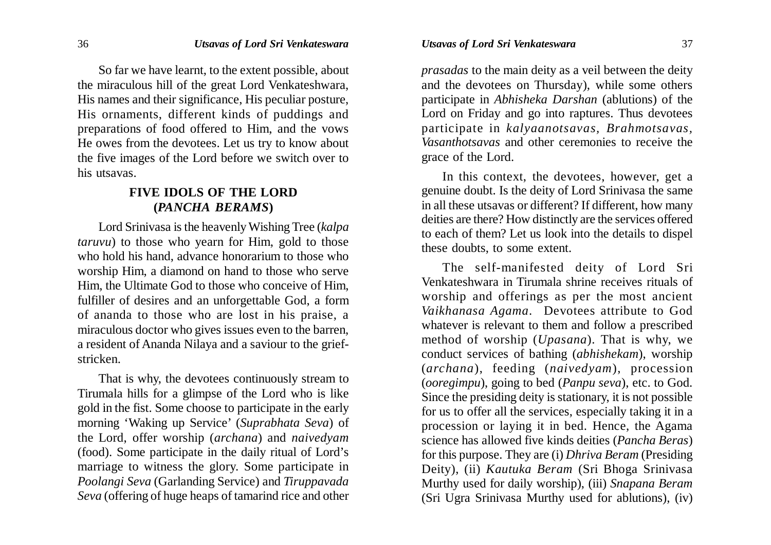So far we have learnt, to the extent possible, about the miraculous hill of the great Lord Venkateshwara, His names and their significance, His peculiar posture, His ornaments, different kinds of puddings and preparations of food offered to Him, and the vows He owes from the devotees. Let us try to know about the five images of the Lord before we switch over to his utsavas.

## FIVE IDOLS OF THE LORD (*PANCHA BERAMS*)

Lord Srinivasa is the heavenly Wishing Tree (*kalpa taruvu*) to those who yearn for Him, gold to those who hold his hand, advance honorarium to those who worship Him, a diamond on hand to those who serve Him, the Ultimate God to those who conceive of Him, fulfiller of desires and an unforgettable God, a form of ananda to those who are lost in his praise, a miraculous doctor who gives issues even to the barren, a resident of Ananda Nilaya and a saviour to the grief-stricken.

That is why, the devotees continuously stream to Tirumala hills for a glimpse of the Lord who is like gold in the fist. Some choose to participate in the early morning 'Waking up Service' (*Suprabhata Seva*) of the Lord, offer worship (*archana*) and *naivedyam* (food). Some participate in the daily ritual of Lord's marriage to witness the glory. Some participate in *Poolangi Seva* (Garlanding Service) and *Tiruppavada Seva* (offering of huge heaps of tamarind rice and other *prasadas* to the main deity as a veil between the deity and the devotees on Thursday), while some others participate in *Abhisheka Darshan* (ablutions) of the Lord on Friday and go into raptures. Thus devotees participate in *kalyaanotsavas, Brahmotsavas, Vasanthotsavas* and other ceremonies to receive the grace of the Lord.

In this context, the devotees, however, get a genuine doubt. Is the deity of Lord Srinivasa the same in all these utsavas or different? If different, how many deities are there? How distinctly are the services offered to each of them? Let us look into the details to dispel these doubts, to some extent.

The self-manifested deity of Lord Sri Venkateshwara in Tirumala shrine receives rituals of worship and offerings as per the most ancient *Vaikhanasa Agama*. Devotees attribute to God whatever is relevant to them and follow a prescribed method of worship (*Upasana*). That is why, we conduct services of bathing (*abhishekam*), worship (*archana*), feeding (*naivedyam*), procession (*ooregimpu*), going to bed (*Panpu seva*), etc. to God. Since the presiding deity is stationary, it is not possible for us to offer all the services, especially taking it in a procession or laying it in bed. Hence, the Agama science has allowed five kinds deities (*Pancha Beras*) for this purpose. They are (i) *Dhriva Beram* (Presiding Deity), (ii) *Kautuka Beram* (Sri Bhoga Srinivasa Murthy used for daily worship), (iii) *Snapana Beram* (Sri Ugra Srinivasa Murthy used for ablutions), (iv)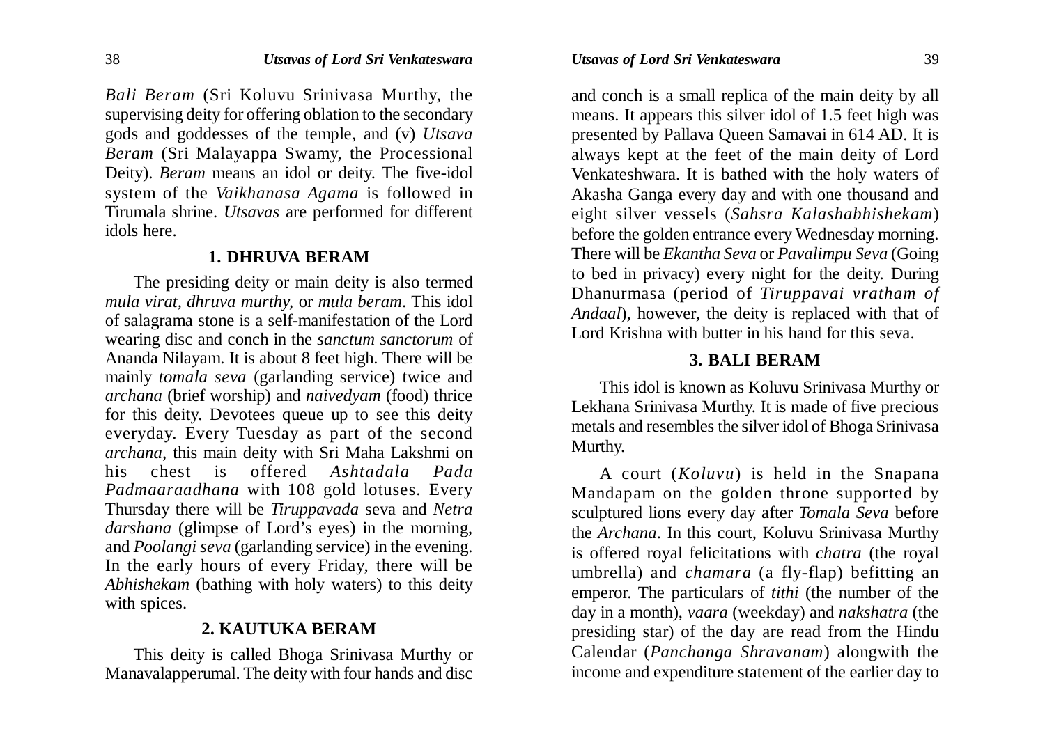*Bali Beram* (Sri Koluvu Srinivasa Murthy, the supervising deity for offering oblation to the secondary gods and goddesses of the temple, and (v) *Utsava Beram* (Sri Malayappa Swamy, the Processional Deity). *Beram* means an idol or deity. The five-idol system of the *Vaikhanasa Agama* is followed in Tirumala shrine. *Utsavas* are performed for different idols here.

## 1. DHRUVA BERAM

The presiding deity or main deity is also termed *mula virat*, *dhruva murthy*, or *mula beram*. This idol of salagrama stone is a self-manifestation of the Lord wearing disc and conch in the *sanctum sanctorum* of Ananda Nilayam. It is about 8 feet high. There will be mainly *tomala seva* (garlanding service) twice and *archana* (brief worship) and *naivedyam* (food) thrice for this deity. Devotees queue up to see this deity everyday. Every Tuesday as part of the second *archana*, this main deity with Sri Maha Lakshmi on his chest is offered *Ashtadala Pada Padmaaraadhana* with 108 gold lotuses. Every Thursday there will be *Tiruppavada* seva and *Netra darshana* (glimpse of Lord's eyes) in the morning, and *Poolangi seva* (garlanding service) in the evening. In the early hours of every Friday, there will be *Abhishekam* (bathing with holy waters) to this deity with spices.

## 2. KAUTUKA BERAM

This deity is called Bhoga Srinivasa Murthy or Manavalapperumal. The deity with four hands and disc and conch is a small replica of the main deity by all means. It appears this silver idol of 1.5 feet high was presented by Pallava Queen Samavai in 614 AD. It is always kept at the feet of the main deity of Lord Venkateshwara. It is bathed with the holy waters of Akasha Ganga every day and with one thousand and eight silver vessels (*Sahsra Kalashabhishekam*) before the golden entrance every Wednesday morning. There will be *Ekantha Seva* or *Pavalimpu Seva* (Going to bed in privacy) every night for the deity. During Dhanurmasa (period of *Tiruppavai vratham of Andaal*), however, the deity is replaced with that of Lord Krishna with butter in his hand for this seva.

## 3. BALI BERAM

This idol is known as Koluvu Srinivasa Murthy or Lekhana Srinivasa Murthy. It is made of five precious metals and resembles the silver idol of Bhoga Srinivasa Murthy.

A court (*Koluvu*) is held in the Snapana Mandapam on the golden throne supported by sculptured lions every day after *Tomala Seva* before the *Archana*. In this court, Koluvu Srinivasa Murthy is offered royal felicitations with *chatra* (the royal umbrella) and *chamara* (a fly-flap) befitting an emperor. The particulars of *tithi* (the number of the day in a month), *vaara* (weekday) and *nakshatra* (the presiding star) of the day are read from the Hindu Calendar (*Panchanga Shravanam*) alongwith the income and expenditure statement of the earlier day to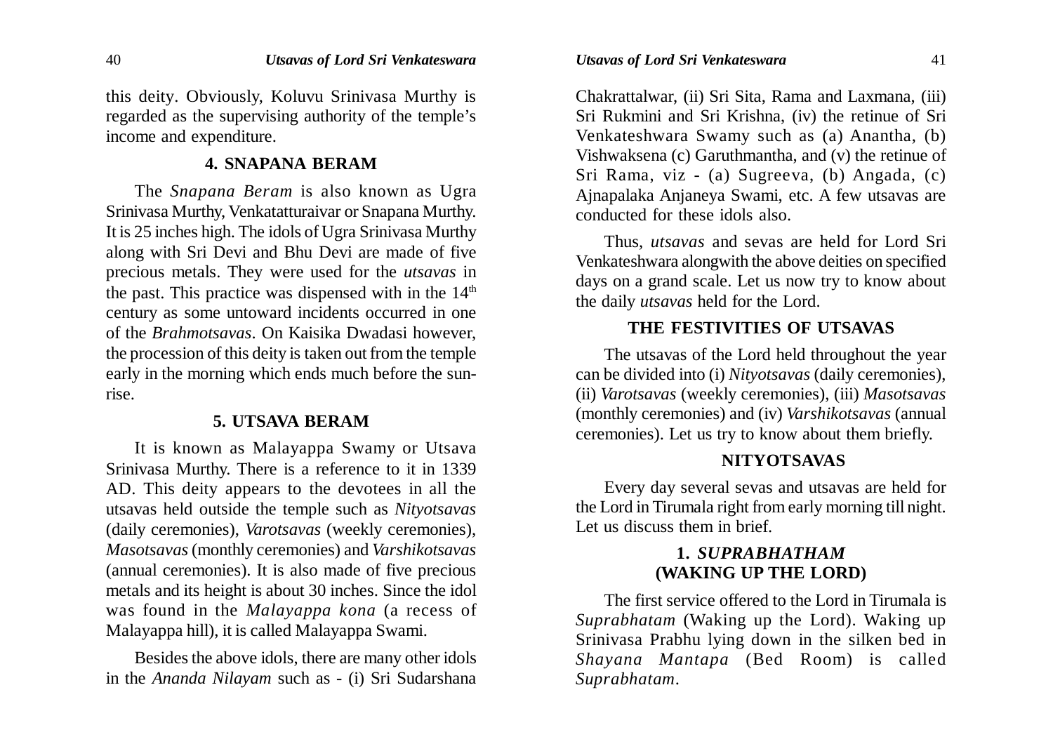this deity. Obviously, Koluvu Srinivasa Murthy is regarded as the supervising authority of the temple's income and expenditure.

### 4. SNAPANA BERAM

The *Snapana Beram* is also known as Ugra Srinivasa Murthy, Venkatatturaivar or Snapana Murthy. It is 25 inches high. The idols of Ugra Srinivasa Murthy along with Sri Devi and Bhu Devi are made of five precious metals. They were used for the *utsavas* in the past. This practice was dispensed with in the 14th century as some untoward incidents occurred in one of the *Brahmotsavas*. On Kaisika Dwadasi however, the procession of this deity is taken out from the temple early in the morning which ends much before the sun-rise.

### 5. UTSAVA BERAM

It is known as Malayappa Swamy or Utsava Srinivasa Murthy. There is a reference to it in 1339 AD. This deity appears to the devotees in all the utsavas held outside the temple such as *Nityotsavas* (daily ceremonies), *Varotsavas* (weekly ceremonies), *Masotsavas* (monthly ceremonies) and *Varshikotsavas* (annual ceremonies). It is also made of five precious metals and its height is about 30 inches. Since the idol was found in the *Malayappa kona* (a recess of Malayappa hill), it is called Malayappa Swami.

Besides the above idols, there are many other idols in the *Ananda Nilayam* such as - (i) Sri Sudarshana Chakrattalwar, (ii) Sri Sita, Rama and Laxmana, (iii) Sri Rukmini and Sri Krishna, (iv) the retinue of Sri Venkateshwara Swamy such as (a) Anantha, (b) Vishwaksena (c) Garuthmantha, and (v) the retinue of Sri Rama, viz - (a) Sugreeva, (b) Angada, (c) Ajnapalaka Anjaneya Swami, etc. A few utsavas are conducted for these idols also.

Thus, *utsavas* and sevas are held for Lord Sri Venkateshwara alongwith the above deities on specified days on a grand scale. Let us now try to know about the daily *utsavas* held for the Lord.

## THE FESTIVITIES OF UTSAVAS

The utsavas of the Lord held throughout the year can be divided into (i) *Nityotsavas* (daily ceremonies), (ii) *Varotsavas* (weekly ceremonies), (iii) *Masotsavas* (monthly ceremonies) and (iv) *Varshikotsavas* (annual ceremonies). Let us try to know about them briefly.

### NITYOTSAVAS

Every day several sevas and utsavas are held for the Lord in Tirumala right from early morning till night. Let us discuss them in brief.

### 1. *SUPRABHATHAM* (WAKING UP THE LORD)

The first service offered to the Lord in Tirumala is *Suprabhatam* (Waking up the Lord). Waking up Srinivasa Prabhu lying down in the silken bed in *Shayana Mantapa* (Bed Room) is called *Suprabhatam*.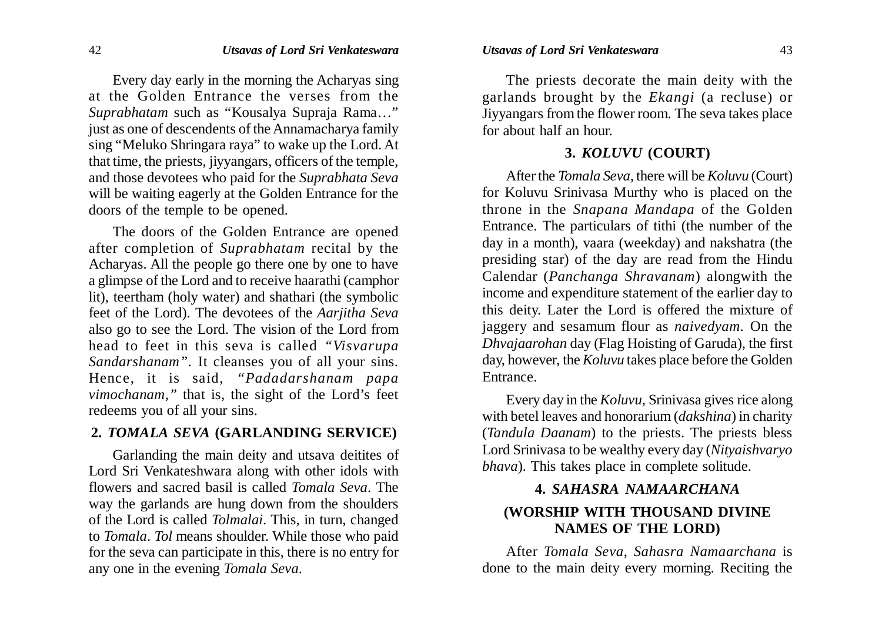Every day early in the morning the Acharyas sing at the Golden Entrance the verses from the *Suprabhatam* such as "Kousalya Supraja Rama…" just as one of descendents of the Annamacharya family sing "Meluko Shringara raya" to wake up the Lord. At that time, the priests, jiyyangars, officers of the temple, and those devotees who paid for the *Suprabhata Seva* will be waiting eagerly at the Golden Entrance for the doors of the temple to be opened.

The doors of the Golden Entrance are opened after completion of *Suprabhatam* recital by the Acharyas. All the people go there one by one to have a glimpse of the Lord and to receive haarathi (camphor lit), teertham (holy water) and shathari (the symbolic feet of the Lord). The devotees of the *Aarjitha Seva* also go to see the Lord. The vision of the Lord from head to feet in this seva is called *"Visvarupa Sandarshanam"*. It cleanses you of all your sins. Hence, it is said, *"Padadarshanam papa vimochanam,"* that is, the sight of the Lord's feet redeems you of all your sins.

## 2. *TOMALA SEVA* (GARLANDING SERVICE)

Garlanding the main deity and utsava deitites of Lord Sri Venkateshwara along with other idols with flowers and sacred basil is called *Tomala Seva*. The way the garlands are hung down from the shoulders of the Lord is called *Tolmalai*. This, in turn, changed to *Tomala*. *Tol* means shoulder. While those who paid for the seva can participate in this, there is no entry for any one in the evening *Tomala Seva*.

The priests decorate the main deity with the garlands brought by the *Ekangi* (a recluse) or Jiyyangars from the flower room. The seva takes place for about half an hour.

## 3. *KOLUVU* (COURT)

After the *Tomala Seva*, there will be *Koluvu* (Court) for Koluvu Srinivasa Murthy who is placed on the throne in the *Snapana Mandapa* of the Golden Entrance. The particulars of tithi (the number of the day in a month), vaara (weekday) and nakshatra (the presiding star) of the day are read from the Hindu Calendar (*Panchanga Shravanam*) alongwith the income and expenditure statement of the earlier day to this deity. Later the Lord is offered the mixture of jaggery and sesamum flour as *naivedyam*. On the *Dhvajaarohan* day (Flag Hoisting of Garuda), the first day, however, the *Koluvu* takes place before the Golden Entrance.

Every day in the *Koluvu*, Srinivasa gives rice along with betel leaves and honorarium (*dakshina*) in charity (*Tandula Daanam*) to the priests. The priests bless Lord Srinivasa to be wealthy every day (*Nityaishvaryo bhava*). This takes place in complete solitude.

## 4. *SAHASRA NAMAARCHANA* (WORSHIP WITH THOUSAND DIVINE NAMES OF THE LORD)

After *Tomala Seva*, *Sahasra Namaarchana* is done to the main deity every morning. Reciting the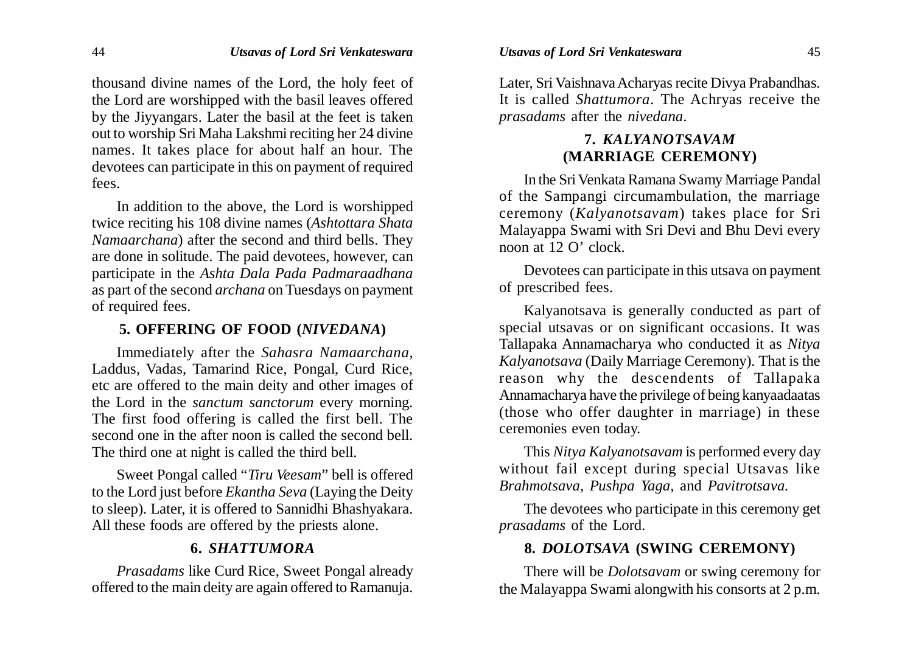thousand divine names of the Lord, the holy feet of the Lord are worshipped with the basil leaves offered by the Jiyyangars. Later the basil at the feet is taken out to worship Sri Maha Lakshmi reciting her 24 divine names. It takes place for about half an hour. The devotees can participate in this on payment of required fees.

In addition to the above, the Lord is worshipped twice reciting his 108 divine names (*Ashtottara Shata Namaarchana*) after the second and third bells. They are done in solitude. The paid devotees, however, can participate in the *Ashta Dala Pada Padmaraadhana* as part of the second *archana* on Tuesdays on payment of required fees.

### 5. OFFERING OF FOOD (*NIVEDANA*)

Immediately after the *Sahasra Namaarchana*, Laddus, Vadas, Tamarind Rice, Pongal, Curd Rice, etc are offered to the main deity and other images of the Lord in the *sanctum sanctorum* every morning. The first food offering is called the first bell. The second one in the after noon is called the second bell. The third one at night is called the third bell.

Sweet Pongal called "*Tiru Veesam*" bell is offered to the Lord just before *Ekantha Seva* (Laying the Deity to sleep). Later, it is offered to Sannidhi Bhashyakara. All these foods are offered by the priests alone.

### 6. *SHATTUMORA*

*Prasadams* like Curd Rice, Sweet Pongal already offered to the main deity are again offered to Ramanuja. Later, Sri Vaishnava Acharyas recite Divya Prabandhas. It is called *Shattumora*. The Achryas receive the *prasadams* after the *nivedana*.

### 7. *KALYANOTSAVAM* (MARRIAGE CEREMONY)

In the Sri Venkata Ramana Swamy Marriage Pandal of the Sampangi circumambulation, the marriage ceremony (*Kalyanotsavam*) takes place for Sri Malayappa Swami with Sri Devi and Bhu Devi every noon at 12 O' clock.

Devotees can participate in this utsava on payment of prescribed fees.

Kalyanotsava is generally conducted as part of special utsavas or on significant occasions. It was Tallapaka Annamacharya who conducted it as *Nitya Kalyanotsava* (Daily Marriage Ceremony). That is the reason why the descendents of Tallapaka Annamacharya have the privilege of being kanyaadaatas (those who offer daughter in marriage) in these ceremonies even today.

This *Nitya Kalyanotsavam* is performed every day without fail except during special Utsavas like *Brahmotsava, Pushpa Yaga,* and *Pavitrotsava.*

The devotees who participate in this ceremony get *prasadams* of the Lord.

### 8. *DOLOTSAVA* (SWING CEREMONY)

There will be *Dolotsavam* or swing ceremony for the Malayappa Swami alongwith his consorts at 2 p.m.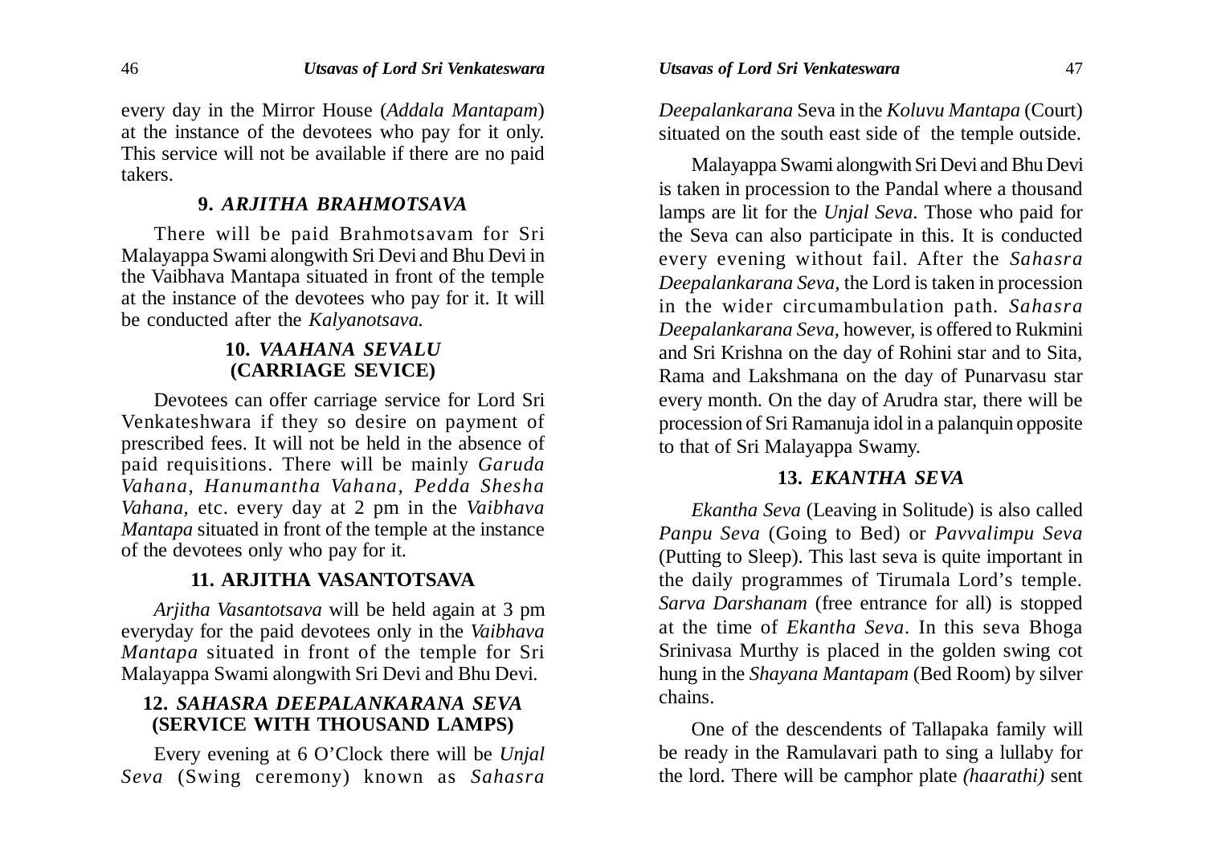every day in the Mirror House (*Addala Mantapam*) at the instance of the devotees who pay for it only. This service will not be available if there are no paid takers.

### 9. *ARJITHA BRAHMOTSAVA*

There will be paid Brahmotsavam for Sri Malayappa Swami alongwith Sri Devi and Bhu Devi in the Vaibhava Mantapa situated in front of the temple at the instance of the devotees who pay for it. It will be conducted after the *Kalyanotsava.*

### 10. *VAAHANA SEVALU* (CARRIAGE SEVICE)

Devotees can offer carriage service for Lord Sri Venkateshwara if they so desire on payment of prescribed fees. It will not be held in the absence of paid requisitions. There will be mainly *Garuda Vahana, Hanumantha Vahana, Pedda Shesha Vahana,* etc. every day at 2 pm in the *Vaibhava Mantapa* situated in front of the temple at the instance of the devotees only who pay for it.

### 11. ARJITHA VASANTOTSAVA

*Arjitha Vasantotsava* will be held again at 3 pm everyday for the paid devotees only in the *Vaibhava Mantapa* situated in front of the temple for Sri Malayappa Swami alongwith Sri Devi and Bhu Devi.

### 12. *SAHASRA DEEPALANKARANA SEVA* (SERVICE WITH THOUSAND LAMPS)

Every evening at 6 O'Clock there will be *Unjal Seva* (Swing ceremony) known as *Sahasra Deepalankarana* Seva in the *Koluvu Mantapa* (Court) situated on the south east side of the temple outside.

Malayappa Swami alongwith Sri Devi and Bhu Devi is taken in procession to the Pandal where a thousand lamps are lit for the *Unjal Seva*. Those who paid for the Seva can also participate in this. It is conducted every evening without fail. After the *Sahasra Deepalankarana Seva,* the Lord is taken in procession in the wider circumambulation path. *Sahasra Deepalankarana Seva,* however, is offered to Rukmini and Sri Krishna on the day of Rohini star and to Sita, Rama and Lakshmana on the day of Punarvasu star every month. On the day of Arudra star, there will be procession of Sri Ramanuja idol in a palanquin opposite to that of Sri Malayappa Swamy.

### 13. *EKANTHA SEVA*

*Ekantha Seva* (Leaving in Solitude) is also called *Panpu Seva* (Going to Bed) or *Pavvalimpu Seva* (Putting to Sleep). This last seva is quite important in the daily programmes of Tirumala Lord's temple. *Sarva Darshanam* (free entrance for all) is stopped at the time of *Ekantha Seva*. In this seva Bhoga Srinivasa Murthy is placed in the golden swing cot hung in the *Shayana Mantapam* (Bed Room) by silver chains.

One of the descendents of Tallapaka family will be ready in the Ramulavari path to sing a lullaby for the lord. There will be camphor plate *(haarathi)* sent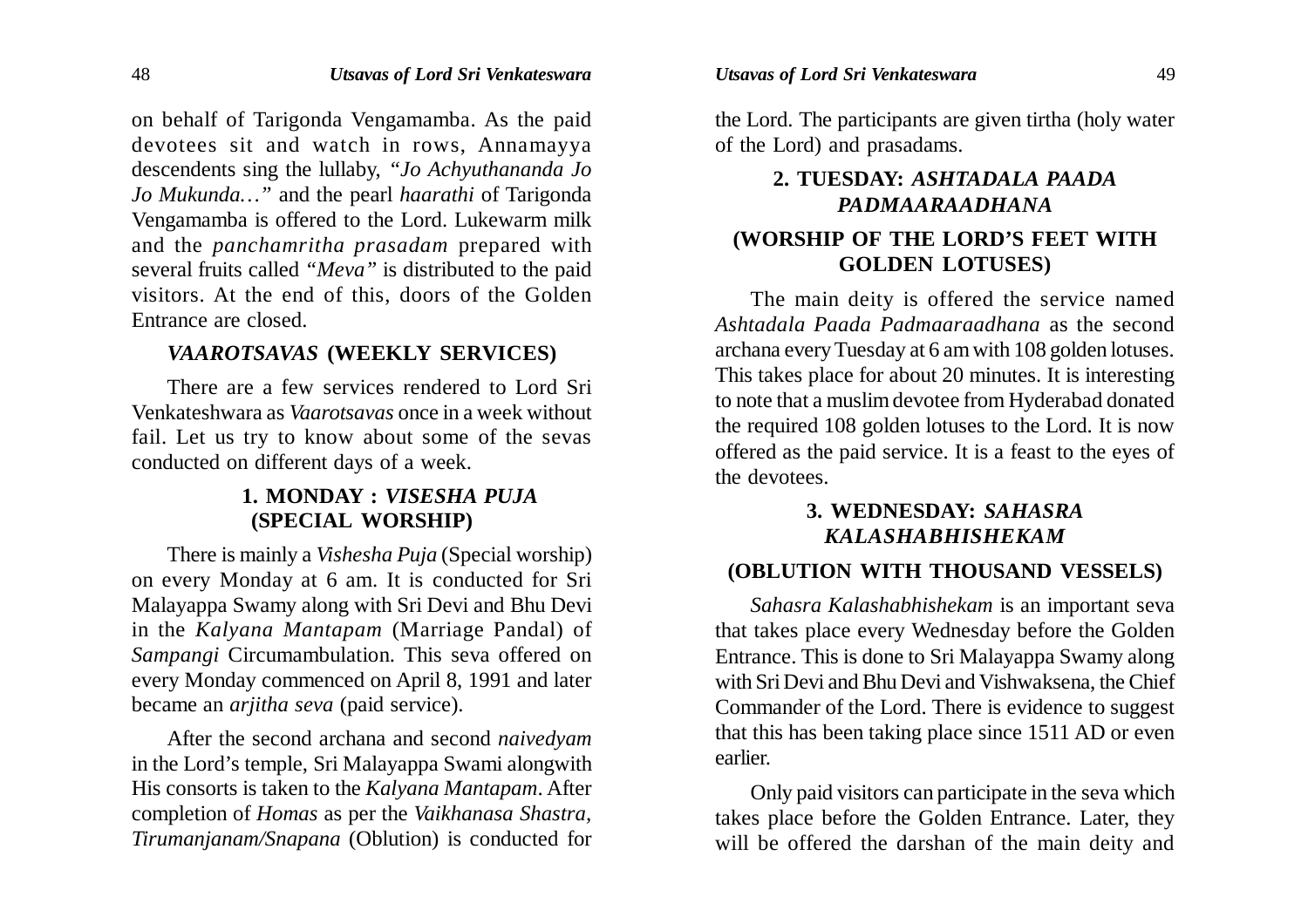on behalf of Tarigonda Vengamamba. As the paid devotees sit and watch in rows, Annamayya descendents sing the lullaby, *"Jo Achyuthananda Jo Jo Mukunda…"* and the pearl *haarathi* of Tarigonda Vengamamba is offered to the Lord. Lukewarm milk and the *panchamritha prasadam* prepared with several fruits called *"Meva"* is distributed to the paid visitors. At the end of this, doors of the Golden Entrance are closed.

## *VAAROTSAVAS* (WEEKLY SERVICES)

There are a few services rendered to Lord Sri Venkateshwara as *Vaarotsavas* once in a week without fail. Let us try to know about some of the sevas conducted on different days of a week.

### 1. MONDAY : *VISESHA PUJA* (SPECIAL WORSHIP)

There is mainly a *Vishesha Puja* (Special worship) on every Monday at 6 am. It is conducted for Sri Malayappa Swamy along with Sri Devi and Bhu Devi in the *Kalyana Mantapam* (Marriage Pandal) of *Sampangi* Circumambulation. This seva offered on every Monday commenced on April 8, 1991 and later became an *arjitha seva* (paid service).

After the second archana and second *naivedyam* in the Lord's temple, Sri Malayappa Swami alongwith His consorts is taken to the *Kalyana Mantapam*. After completion of *Homas* as per the *Vaikhanasa Shastra*, *Tirumanjanam/Snapana* (Oblution) is conducted for the Lord. The participants are given tirtha (holy water of the Lord) and prasadams.

### 2. TUESDAY: *ASHTADALA PAADA PADMAARAADHANA*

### (WORSHIP OF THE LORD'S FEET WITH GOLDEN LOTUSES)

The main deity is offered the service named *Ashtadala Paada Padmaaraadhana* as the second archana every Tuesday at 6 am with 108 golden lotuses. This takes place for about 20 minutes. It is interesting to note that a muslim devotee from Hyderabad donated the required 108 golden lotuses to the Lord. It is now offered as the paid service. It is a feast to the eyes of the devotees.

### 3. WEDNESDAY: *SAHASRA KALASHABHISHEKAM*

### (OBLUTION WITH THOUSAND VESSELS)

*Sahasra Kalashabhishekam* is an important seva that takes place every Wednesday before the Golden Entrance. This is done to Sri Malayappa Swamy along with Sri Devi and Bhu Devi and Vishwaksena, the Chief Commander of the Lord. There is evidence to suggest that this has been taking place since 1511 AD or even earlier.

Only paid visitors can participate in the seva which takes place before the Golden Entrance. Later, they will be offered the darshan of the main deity and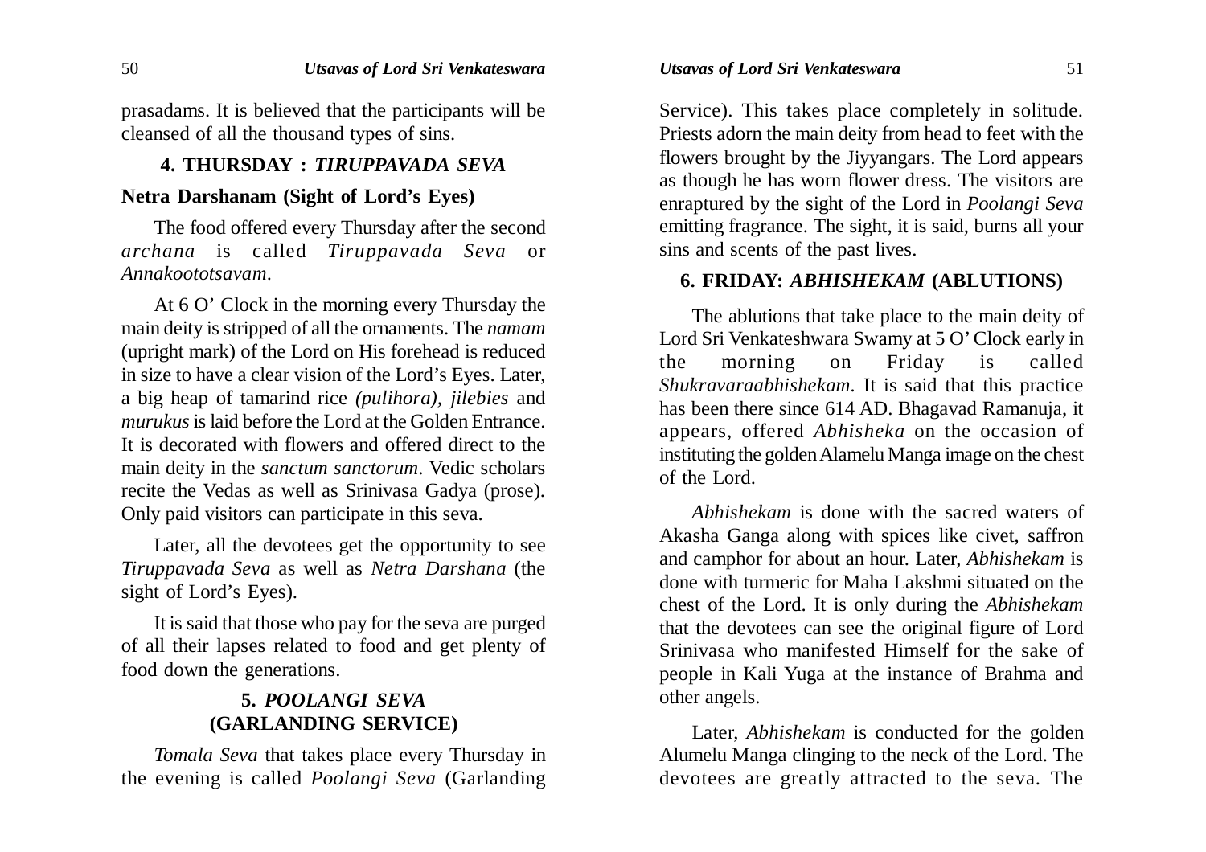prasadams. It is believed that the participants will be cleansed of all the thousand types of sins.

### 4. THURSDAY : *TIRUPPAVADA SEVA*

**Netra Darshanam (Sight of Lord's Eyes)**

The food offered every Thursday after the second *archana* is called *Tiruppavada Seva* or *Annakoototsavam*.

At 6 O' Clock in the morning every Thursday the main deity is stripped of all the ornaments. The *namam* (upright mark) of the Lord on His forehead is reduced in size to have a clear vision of the Lord's Eyes. Later, a big heap of tamarind rice *(pulihora)*, *jilebies* and *murukus* is laid before the Lord at the Golden Entrance. It is decorated with flowers and offered direct to the main deity in the *sanctum sanctorum*. Vedic scholars recite the Vedas as well as Srinivasa Gadya (prose). Only paid visitors can participate in this seva.

Later, all the devotees get the opportunity to see *Tiruppavada Seva* as well as *Netra Darshana* (the sight of Lord's Eyes).

It is said that those who pay for the seva are purged of all their lapses related to food and get plenty of food down the generations.

### 5. *POOLANGI SEVA* (GARLANDING SERVICE)

*Tomala Seva* that takes place every Thursday in the evening is called *Poolangi Seva* (Garlanding Service). This takes place completely in solitude. Priests adorn the main deity from head to feet with the flowers brought by the Jiyyangars. The Lord appears as though he has worn flower dress. The visitors are enraptured by the sight of the Lord in *Poolangi Seva* emitting fragrance. The sight, it is said, burns all your sins and scents of the past lives.

### 6. FRIDAY: *ABHISHEKAM* (ABLUTIONS)

The ablutions that take place to the main deity of Lord Sri Venkateshwara Swamy at 5 O' Clock early in the morning on Friday is called *Shukravaraabhishekam*. It is said that this practice has been there since 614 AD. Bhagavad Ramanuja, it appears, offered *Abhisheka* on the occasion of instituting the golden Alamelu Manga image on the chest of the Lord.

*Abhishekam* is done with the sacred waters of Akasha Ganga along with spices like civet, saffron and camphor for about an hour. Later, *Abhishekam* is done with turmeric for Maha Lakshmi situated on the chest of the Lord. It is only during the *Abhishekam* that the devotees can see the original figure of Lord Srinivasa who manifested Himself for the sake of people in Kali Yuga at the instance of Brahma and other angels.

Later, *Abhishekam* is conducted for the golden Alumelu Manga clinging to the neck of the Lord. The devotees are greatly attracted to the seva. The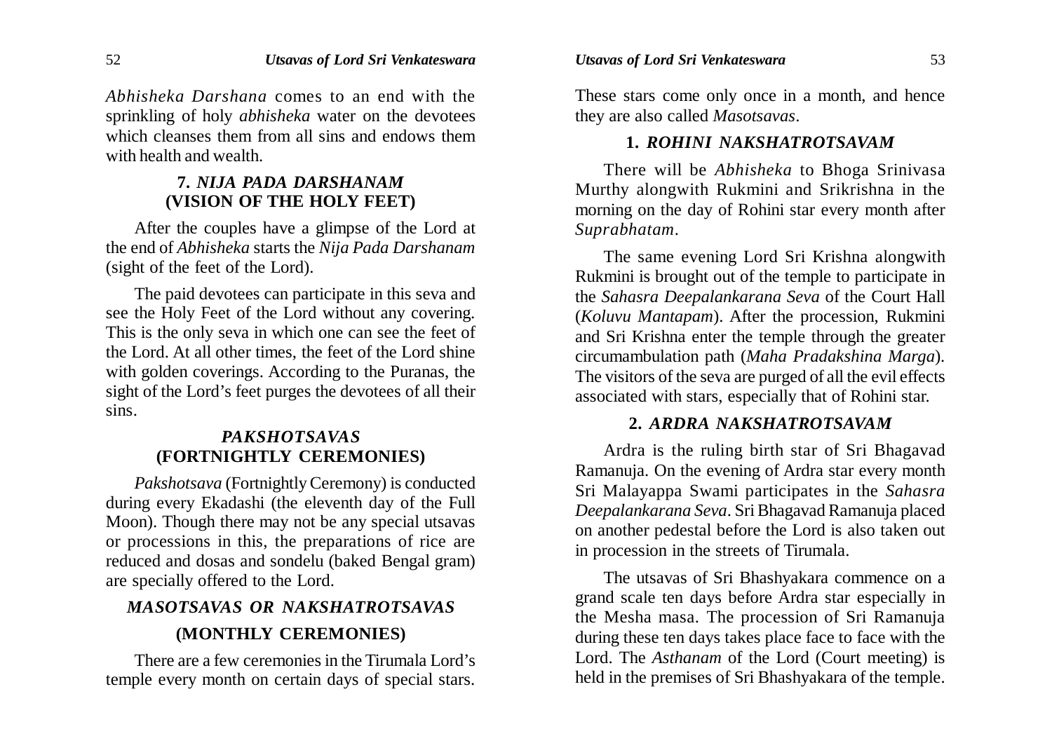*Abhisheka Darshana* comes to an end with the sprinkling of holy *abhisheka* water on the devotees which cleanses them from all sins and endows them with health and wealth.

## 7. *NIJA PADA DARSHANAM* (VISION OF THE HOLY FEET)

After the couples have a glimpse of the Lord at the end of *Abhisheka* starts the *Nija Pada Darshanam* (sight of the feet of the Lord).

The paid devotees can participate in this seva and see the Holy Feet of the Lord without any covering. This is the only seva in which one can see the feet of the Lord. At all other times, the feet of the Lord shine with golden coverings. According to the Puranas, the sight of the Lord's feet purges the devotees of all their sins.

## *PAKSHOTSAVAS* (FORTNIGHTLY CEREMONIES)

*Pakshotsava* (Fortnightly Ceremony) is conducted during every Ekadashi (the eleventh day of the Full Moon). Though there may not be any special utsavas or processions in this, the preparations of rice are reduced and dosas and sondelu (baked Bengal gram) are specially offered to the Lord.

## *MASOTSAVAS OR NAKSHATROTSAVAS* (MONTHLY CEREMONIES)

There are a few ceremonies in the Tirumala Lord's temple every month on certain days of special stars. These stars come only once in a month, and hence they are also called *Masotsavas*.

### 1. *ROHINI NAKSHATROTSAVAM*

There will be *Abhisheka* to Bhoga Srinivasa Murthy alongwith Rukmini and Srikrishna in the morning on the day of Rohini star every month after *Suprabhatam*.

The same evening Lord Sri Krishna alongwith Rukmini is brought out of the temple to participate in the *Sahasra Deepalankarana Seva* of the Court Hall (*Koluvu Mantapam*). After the procession, Rukmini and Sri Krishna enter the temple through the greater circumambulation path (*Maha Pradakshina Marga*). The visitors of the seva are purged of all the evil effects associated with stars, especially that of Rohini star.

### 2. *ARDRA NAKSHATROTSAVAM*

Ardra is the ruling birth star of Sri Bhagavad Ramanuja. On the evening of Ardra star every month Sri Malayappa Swami participates in the *Sahasra Deepalankarana Seva*. Sri Bhagavad Ramanuja placed on another pedestal before the Lord is also taken out in procession in the streets of Tirumala.

The utsavas of Sri Bhashyakara commence on a grand scale ten days before Ardra star especially in the Mesha masa. The procession of Sri Ramanuja during these ten days takes place face to face with the Lord. The *Asthanam* of the Lord (Court meeting) is held in the premises of Sri Bhashyakara of the temple.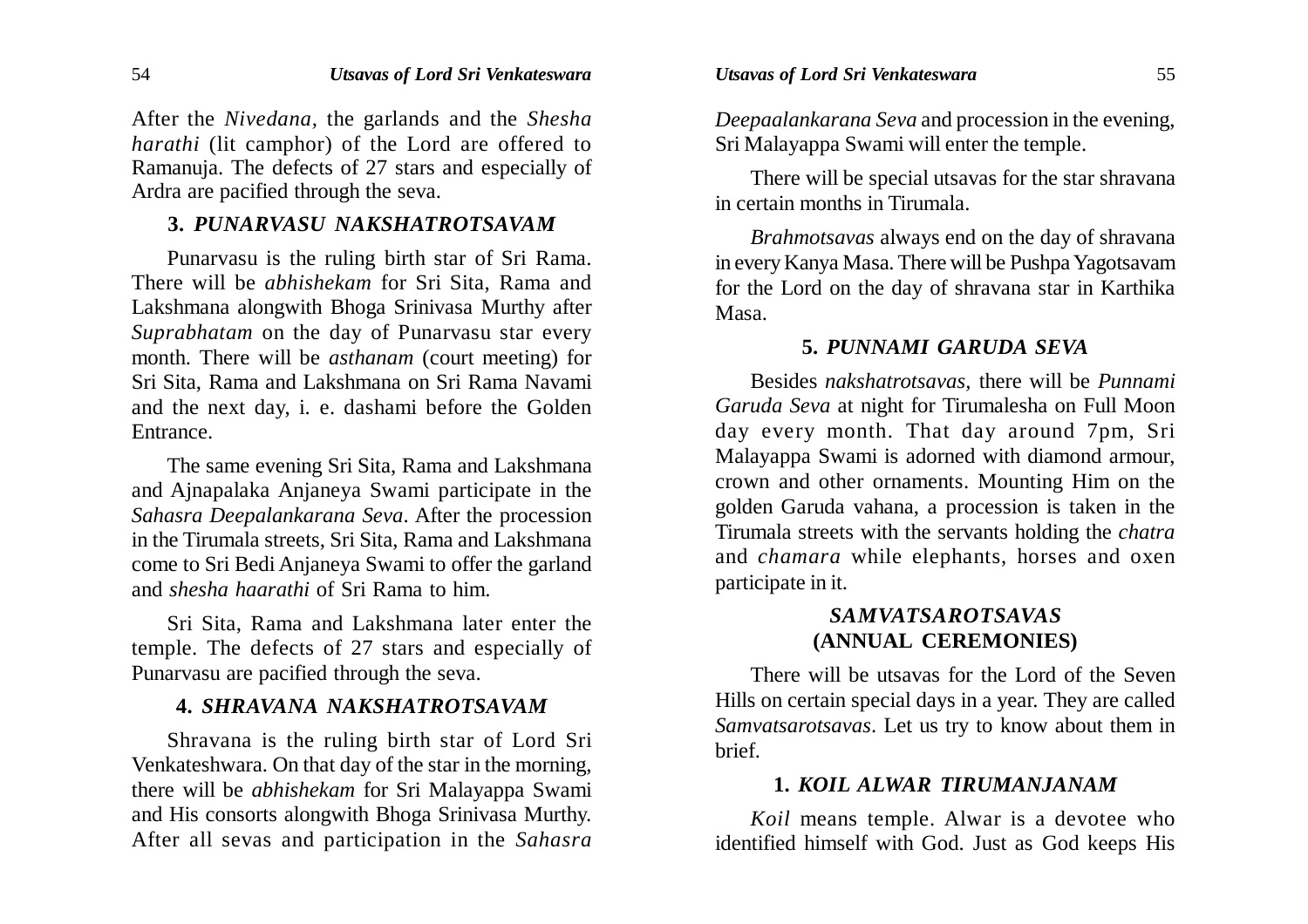After the *Nivedana,* the garlands and the *Shesha harathi* (lit camphor) of the Lord are offered to Ramanuja. The defects of 27 stars and especially of Ardra are pacified through the seva.

### 3. *PUNARVASU NAKSHATROTSAVAM*

Punarvasu is the ruling birth star of Sri Rama. There will be *abhishekam* for Sri Sita, Rama and Lakshmana alongwith Bhoga Srinivasa Murthy after *Suprabhatam* on the day of Punarvasu star every month. There will be *asthanam* (court meeting) for Sri Sita, Rama and Lakshmana on Sri Rama Navami and the next day, i. e. dashami before the Golden Entrance.

The same evening Sri Sita, Rama and Lakshmana and Ajnapalaka Anjaneya Swami participate in the *Sahasra Deepalankarana Seva*. After the procession in the Tirumala streets, Sri Sita, Rama and Lakshmana come to Sri Bedi Anjaneya Swami to offer the garland and *shesha haarathi* of Sri Rama to him.

Sri Sita, Rama and Lakshmana later enter the temple. The defects of 27 stars and especially of Punarvasu are pacified through the seva.

### 4. *SHRAVANA NAKSHATROTSAVAM*

Shravana is the ruling birth star of Lord Sri Venkateshwara. On that day of the star in the morning, there will be *abhishekam* for Sri Malayappa Swami and His consorts alongwith Bhoga Srinivasa Murthy. After all sevas and participation in the *Sahasra Deepaalankarana Seva* and procession in the evening, Sri Malayappa Swami will enter the temple.

There will be special utsavas for the star shravana in certain months in Tirumala.

*Brahmotsavas* always end on the day of shravana in every Kanya Masa. There will be Pushpa Yagotsavam for the Lord on the day of shravana star in Karthika Masa.

### 5. *PUNNAMI GARUDA SEVA*

Besides *nakshatrotsavas,* there will be *Punnami Garuda Seva* at night for Tirumalesha on Full Moon day every month. That day around 7pm, Sri Malayappa Swami is adorned with diamond armour, crown and other ornaments. Mounting Him on the golden Garuda vahana, a procession is taken in the Tirumala streets with the servants holding the *chatra* and *chamara* while elephants, horses and oxen participate in it.

## *SAMVATSAROTSAVAS* (ANNUAL CEREMONIES)

There will be utsavas for the Lord of the Seven Hills on certain special days in a year. They are called *Samvatsarotsavas*. Let us try to know about them in brief.

### 1. *KOIL ALWAR TIRUMANJANAM*

*Koil* means temple. Alwar is a devotee who identified himself with God. Just as God keeps His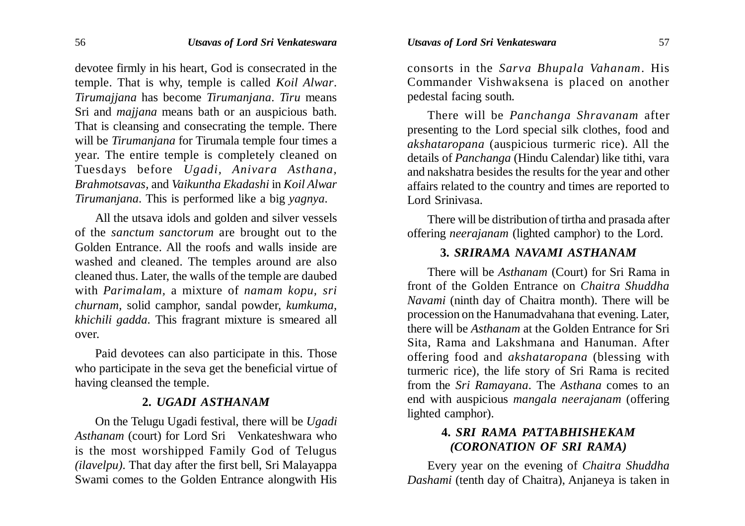devotee firmly in his heart, God is consecrated in the temple. That is why, temple is called *Koil Alwar*. *Tirumajjana* has become *Tirumanjana*. *Tiru* means Sri and *majjana* means bath or an auspicious bath. That is cleansing and consecrating the temple. There will be *Tirumanjana* for Tirumala temple four times a year. The entire temple is completely cleaned on Tuesdays before *Ugadi, Anivara Asthana, Brahmotsavas,* and *Vaikuntha Ekadashi* in *Koil Alwar Tirumanjana*. This is performed like a big *yagnya*.

All the utsava idols and golden and silver vessels of the *sanctum sanctorum* are brought out to the Golden Entrance. All the roofs and walls inside are washed and cleaned. The temples around are also cleaned thus. Later, the walls of the temple are daubed with *Parimalam,* a mixture of *namam kopu, sri churnam,* solid camphor, sandal powder, *kumkuma, khichili gadda*. This fragrant mixture is smeared all over.

Paid devotees can also participate in this. Those who participate in the seva get the beneficial virtue of having cleansed the temple.

### 2. *UGADI ASTHANAM*

On the Telugu Ugadi festival, there will be *Ugadi Asthanam* (court) for Lord Sri Venkateshwara who is the most worshipped Family God of Telugus *(ilavelpu)*. That day after the first bell, Sri Malayappa Swami comes to the Golden Entrance alongwith His consorts in the *Sarva Bhupala Vahanam*. His Commander Vishwaksena is placed on another pedestal facing south.

There will be *Panchanga Shravanam* after presenting to the Lord special silk clothes, food and *akshataropana* (auspicious turmeric rice). All the details of *Panchanga* (Hindu Calendar) like tithi, vara and nakshatra besides the results for the year and other affairs related to the country and times are reported to Lord Srinivasa.

There will be distribution of tirtha and prasada after offering *neerajanam* (lighted camphor) to the Lord.

### 3. *SRIRAMA NAVAMI ASTHANAM*

There will be *Asthanam* (Court) for Sri Rama in front of the Golden Entrance on *Chaitra Shuddha Navami* (ninth day of Chaitra month). There will be procession on the Hanumadvahana that evening. Later, there will be *Asthanam* at the Golden Entrance for Sri Sita, Rama and Lakshmana and Hanuman. After offering food and *akshataropana* (blessing with turmeric rice), the life story of Sri Rama is recited from the *Sri Ramayana*. The *Asthana* comes to an end with auspicious *mangala neerajanam* (offering lighted camphor).

### 4. *SRI RAMA PATTABHISHEKAM (CORONATION OF SRI RAMA)*

Every year on the evening of *Chaitra Shuddha Dashami* (tenth day of Chaitra), Anjaneya is taken in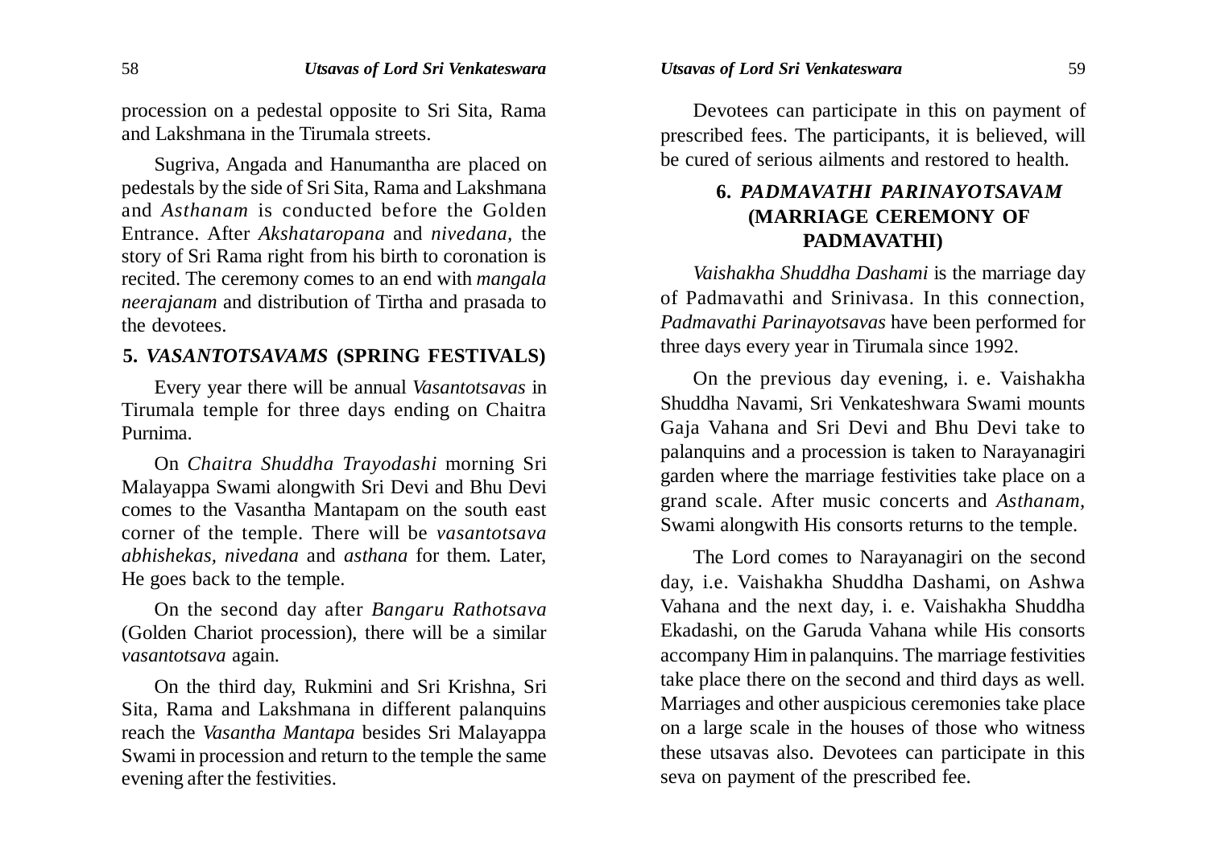procession on a pedestal opposite to Sri Sita, Rama and Lakshmana in the Tirumala streets.

Sugriva, Angada and Hanumantha are placed on pedestals by the side of Sri Sita, Rama and Lakshmana and *Asthanam* is conducted before the Golden Entrance. After *Akshataropana* and *nivedana,* the story of Sri Rama right from his birth to coronation is recited. The ceremony comes to an end with *mangala neerajanam* and distribution of Tirtha and prasada to the devotees.

## 5. *VASANTOTSAVAMS* (SPRING FESTIVALS)

Every year there will be annual *Vasantotsavas* in Tirumala temple for three days ending on Chaitra Purnima.

On *Chaitra Shuddha Trayodashi* morning Sri Malayappa Swami alongwith Sri Devi and Bhu Devi comes to the Vasantha Mantapam on the south east corner of the temple. There will be *vasantotsava abhishekas, nivedana* and *asthana* for them. Later, He goes back to the temple.

On the second day after *Bangaru Rathotsava* (Golden Chariot procession), there will be a similar *vasantotsava* again.

On the third day, Rukmini and Sri Krishna, Sri Sita, Rama and Lakshmana in different palanquins reach the *Vasantha Mantapa* besides Sri Malayappa Swami in procession and return to the temple the same evening after the festivities.

Devotees can participate in this on payment of prescribed fees. The participants, it is believed, will be cured of serious ailments and restored to health.

## 6. *PADMAVATHI PARINAYOTSAVAM* (MARRIAGE CEREMONY OF PADMAVATHI)

*Vaishakha Shuddha Dashami* is the marriage day of Padmavathi and Srinivasa. In this connection, *Padmavathi Parinayotsavas* have been performed for three days every year in Tirumala since 1992.

On the previous day evening, i. e. Vaishakha Shuddha Navami, Sri Venkateshwara Swami mounts Gaja Vahana and Sri Devi and Bhu Devi take to palanquins and a procession is taken to Narayanagiri garden where the marriage festivities take place on a grand scale. After music concerts and *Asthanam,* Swami alongwith His consorts returns to the temple.

The Lord comes to Narayanagiri on the second day, i.e. Vaishakha Shuddha Dashami, on Ashwa Vahana and the next day, i. e. Vaishakha Shuddha Ekadashi, on the Garuda Vahana while His consorts accompany Him in palanquins. The marriage festivities take place there on the second and third days as well. Marriages and other auspicious ceremonies take place on a large scale in the houses of those who witness these utsavas also. Devotees can participate in this seva on payment of the prescribed fee.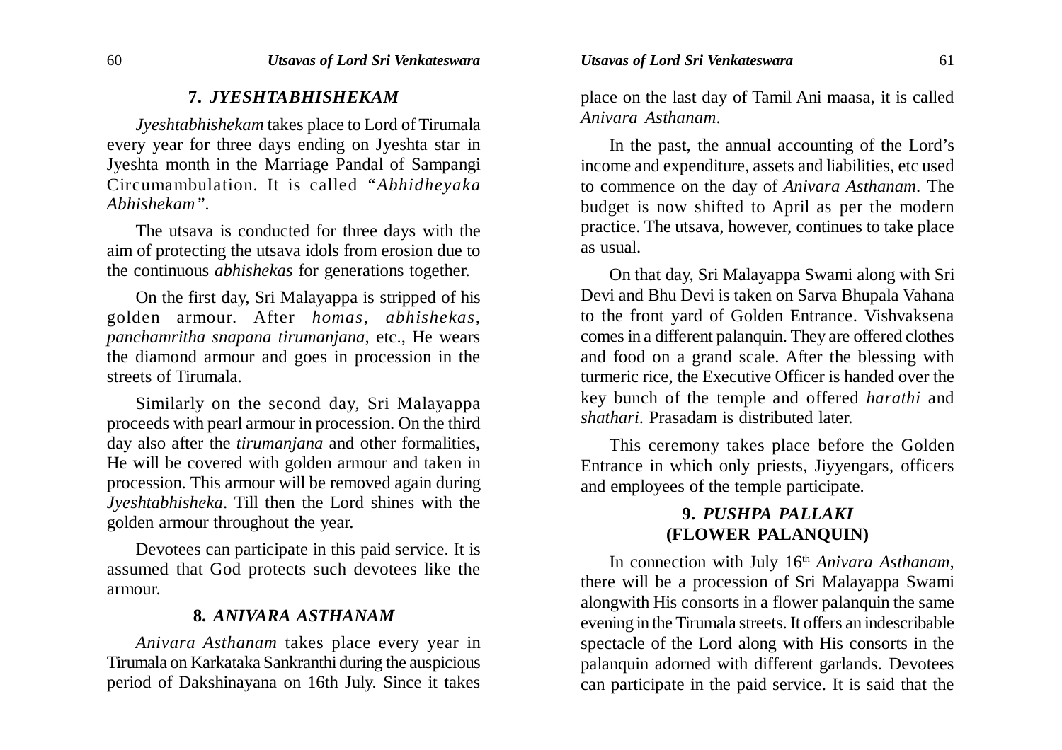## 7. *JYESHTABHISHEKAM*

*Jyeshtabhishekam* takes place to Lord of Tirumala every year for three days ending on Jyeshta star in Jyeshta month in the Marriage Pandal of Sampangi Circumambulation. It is called *"Abhidheyaka Abhishekam"*.

The utsava is conducted for three days with the aim of protecting the utsava idols from erosion due to the continuous *abhishekas* for generations together.

On the first day, Sri Malayappa is stripped of his golden armour. After *homas, abhishekas, panchamritha snapana tirumanjana*, etc., He wears the diamond armour and goes in procession in the streets of Tirumala.

Similarly on the second day, Sri Malayappa proceeds with pearl armour in procession. On the third day also after the *tirumanjana* and other formalities, He will be covered with golden armour and taken in procession. This armour will be removed again during *Jyeshtabhisheka*. Till then the Lord shines with the golden armour throughout the year.

Devotees can participate in this paid service. It is assumed that God protects such devotees like the armour.

## 8. *ANIVARA ASTHANAM*

*Anivara Asthanam* takes place every year in Tirumala on Karkataka Sankranthi during the auspicious period of Dakshinayana on 16th July. Since it takes place on the last day of Tamil Ani maasa, it is called *Anivara Asthanam*.

In the past, the annual accounting of the Lord's income and expenditure, assets and liabilities, etc used to commence on the day of *Anivara Asthanam*. The budget is now shifted to April as per the modern practice. The utsava, however, continues to take place as usual.

On that day, Sri Malayappa Swami along with Sri Devi and Bhu Devi is taken on Sarva Bhupala Vahana to the front yard of Golden Entrance. Vishvaksena comes in a different palanquin. They are offered clothes and food on a grand scale. After the blessing with turmeric rice, the Executive Officer is handed over the key bunch of the temple and offered *harathi* and *shathari*. Prasadam is distributed later.

This ceremony takes place before the Golden Entrance in which only priests, Jiyyengars, officers and employees of the temple participate.

## 9. *PUSHPA PALLAKI* (FLOWER PALANQUIN)

In connection with July 16th *Anivara Asthanam*, there will be a procession of Sri Malayappa Swami alongwith His consorts in a flower palanquin the same evening in the Tirumala streets. It offers an indescribable spectacle of the Lord along with His consorts in the palanquin adorned with different garlands. Devotees can participate in the paid service. It is said that the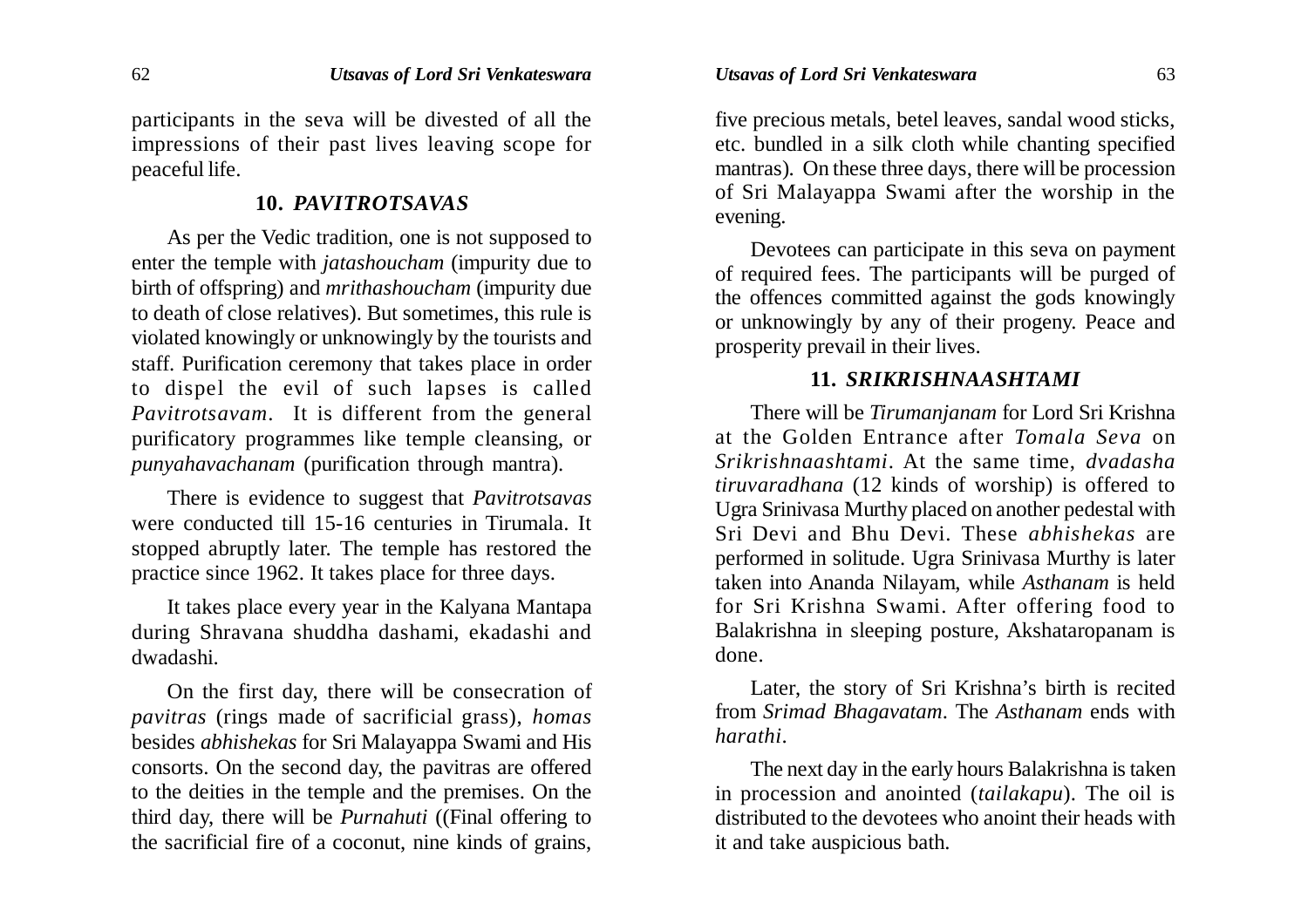participants in the seva will be divested of all the impressions of their past lives leaving scope for peaceful life.

### 10. *PAVITROTSAVAS*

As per the Vedic tradition, one is not supposed to enter the temple with *jatashoucham* (impurity due to birth of offspring) and *mrithashoucham* (impurity due to death of close relatives). But sometimes, this rule is violated knowingly or unknowingly by the tourists and staff. Purification ceremony that takes place in order to dispel the evil of such lapses is called *Pavitrotsavam*. It is different from the general purificatory programmes like temple cleansing, or *punyahavachanam* (purification through mantra).

There is evidence to suggest that *Pavitrotsavas* were conducted till 15-16 centuries in Tirumala. It stopped abruptly later. The temple has restored the practice since 1962. It takes place for three days.

It takes place every year in the Kalyana Mantapa during Shravana shuddha dashami, ekadashi and dwadashi.

On the first day, there will be consecration of *pavitras* (rings made of sacrificial grass), *homas* besides *abhishekas* for Sri Malayappa Swami and His consorts. On the second day, the pavitras are offered to the deities in the temple and the premises. On the third day, there will be *Purnahuti* ((Final offering to the sacrificial fire of a coconut, nine kinds of grains, five precious metals, betel leaves, sandal wood sticks, etc. bundled in a silk cloth while chanting specified mantras). On these three days, there will be procession of Sri Malayappa Swami after the worship in the evening.

Devotees can participate in this seva on payment of required fees. The participants will be purged of the offences committed against the gods knowingly or unknowingly by any of their progeny. Peace and prosperity prevail in their lives.

### 11. *SRIKRISHNAASHTAMI*

There will be *Tirumanjanam* for Lord Sri Krishna at the Golden Entrance after *Tomala Seva* on *Srikrishnaashtami*. At the same time, *dvadasha tiruvaradhana* (12 kinds of worship) is offered to Ugra Srinivasa Murthy placed on another pedestal with Sri Devi and Bhu Devi. These *abhishekas* are performed in solitude. Ugra Srinivasa Murthy is later taken into Ananda Nilayam, while *Asthanam* is held for Sri Krishna Swami. After offering food to Balakrishna in sleeping posture, Akshataropanam is done.

Later, the story of Sri Krishna's birth is recited from *Srimad Bhagavatam*. The *Asthanam* ends with *harathi*.

The next day in the early hours Balakrishna is taken in procession and anointed (*tailakapu*). The oil is distributed to the devotees who anoint their heads with it and take auspicious bath.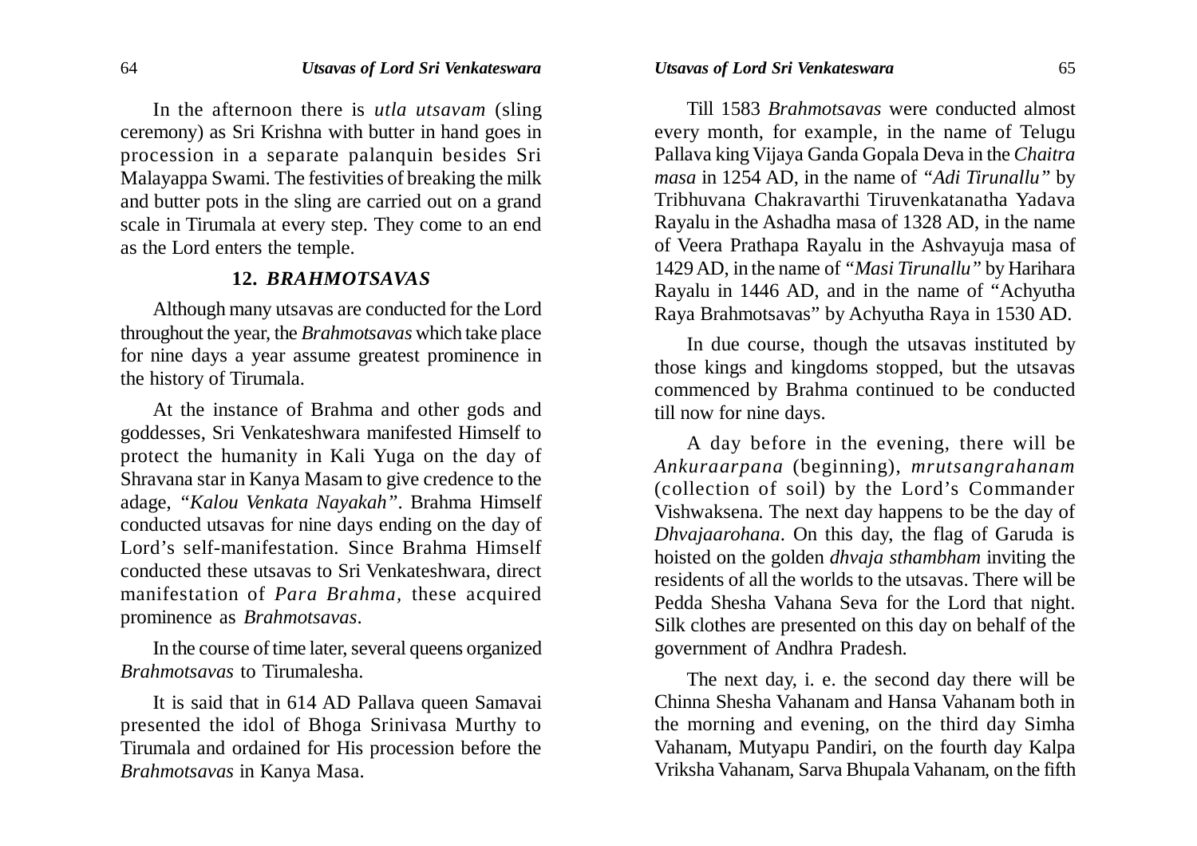In the afternoon there is *utla utsavam* (sling ceremony) as Sri Krishna with butter in hand goes in procession in a separate palanquin besides Sri Malayappa Swami. The festivities of breaking the milk and butter pots in the sling are carried out on a grand scale in Tirumala at every step. They come to an end as the Lord enters the temple.

## 12. *BRAHMOTSAVAS*

Although many utsavas are conducted for the Lord throughout the year, the *Brahmotsavas* which take place for nine days a year assume greatest prominence in the history of Tirumala.

At the instance of Brahma and other gods and goddesses, Sri Venkateshwara manifested Himself to protect the humanity in Kali Yuga on the day of Shravana star in Kanya Masam to give credence to the adage, *"Kalou Venkata Nayakah"*. Brahma Himself conducted utsavas for nine days ending on the day of Lord's self-manifestation. Since Brahma Himself conducted these utsavas to Sri Venkateshwara, direct manifestation of *Para Brahma*, these acquired prominence as *Brahmotsavas*.

In the course of time later, several queens organized *Brahmotsavas* to Tirumalesha.

It is said that in 614 AD Pallava queen Samavai presented the idol of Bhoga Srinivasa Murthy to Tirumala and ordained for His procession before the *Brahmotsavas* in Kanya Masa.

Till 1583 *Brahmotsavas* were conducted almost every month, for example, in the name of Telugu Pallava king Vijaya Ganda Gopala Deva in the *Chaitra masa* in 1254 AD, in the name of *"Adi Tirunallu"* by Tribhuvana Chakravarthi Tiruvenkatanatha Yadava Rayalu in the Ashadha masa of 1328 AD, in the name of Veera Prathapa Rayalu in the Ashvayuja masa of 1429 AD, in the name of *"Masi Tirunallu"* by Harihara Rayalu in 1446 AD, and in the name of "Achyutha Raya Brahmotsavas" by Achyutha Raya in 1530 AD.

In due course, though the utsavas instituted by those kings and kingdoms stopped, but the utsavas commenced by Brahma continued to be conducted till now for nine days.

A day before in the evening, there will be *Ankuraarpana* (beginning), *mrutsangrahanam* (collection of soil) by the Lord's Commander Vishwaksena. The next day happens to be the day of *Dhvajaarohana*. On this day, the flag of Garuda is hoisted on the golden *dhvaja sthambham* inviting the residents of all the worlds to the utsavas. There will be Pedda Shesha Vahana Seva for the Lord that night. Silk clothes are presented on this day on behalf of the government of Andhra Pradesh.

The next day, i. e. the second day there will be Chinna Shesha Vahanam and Hansa Vahanam both in the morning and evening, on the third day Simha Vahanam, Mutyapu Pandiri, on the fourth day Kalpa Vriksha Vahanam, Sarva Bhupala Vahanam, on the fifth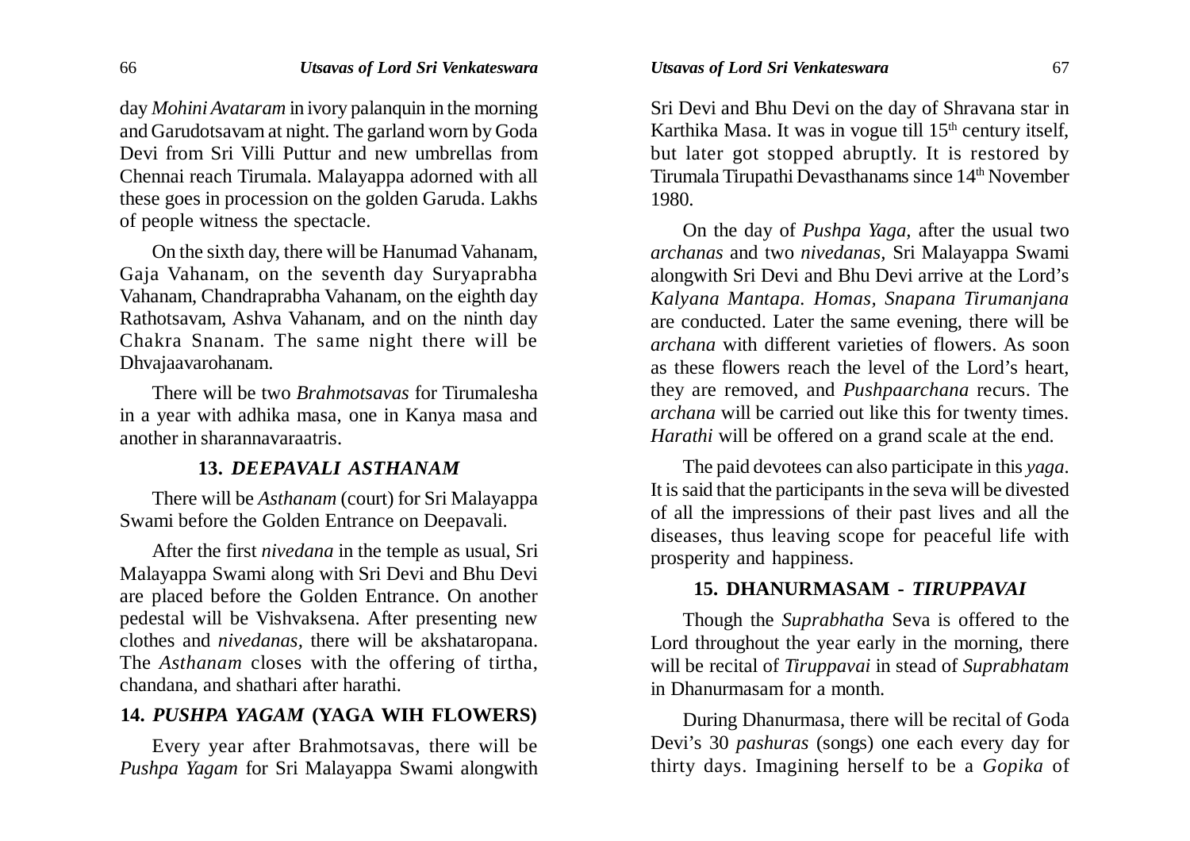day *Mohini Avataram* in ivory palanquin in the morning and Garudotsavam at night. The garland worn by Goda Devi from Sri Villi Puttur and new umbrellas from Chennai reach Tirumala. Malayappa adorned with all these goes in procession on the golden Garuda. Lakhs of people witness the spectacle.

On the sixth day, there will be Hanumad Vahanam, Gaja Vahanam, on the seventh day Suryaprabha Vahanam, Chandraprabha Vahanam, on the eighth day Rathotsavam, Ashva Vahanam, and on the ninth day Chakra Snanam. The same night there will be Dhvajaavarohanam.

There will be two *Brahmotsavas* for Tirumalesha in a year with adhika masa, one in Kanya masa and another in sharannavaraatris.

### 13. *DEEPAVALI ASTHANAM*

There will be *Asthanam* (court) for Sri Malayappa Swami before the Golden Entrance on Deepavali.

After the first *nivedana* in the temple as usual, Sri Malayappa Swami along with Sri Devi and Bhu Devi are placed before the Golden Entrance. On another pedestal will be Vishvaksena. After presenting new clothes and *nivedanas,* there will be akshataropana. The *Asthanam* closes with the offering of tirtha, chandana, and shathari after harathi.

### 14. *PUSHPA YAGAM* (YAGA WIH FLOWERS)

Every year after Brahmotsavas, there will be *Pushpa Yagam* for Sri Malayappa Swami alongwith Sri Devi and Bhu Devi on the day of Shravana star in Karthika Masa. It was in vogue till 15th century itself, but later got stopped abruptly. It is restored by Tirumala Tirupathi Devasthanams since 14th November 1980.

On the day of *Pushpa Yaga,* after the usual two *archanas* and two *nivedanas,* Sri Malayappa Swami alongwith Sri Devi and Bhu Devi arrive at the Lord's *Kalyana Mantapa. Homas, Snapana Tirumanjana* are conducted. Later the same evening, there will be *archana* with different varieties of flowers. As soon as these flowers reach the level of the Lord's heart, they are removed, and *Pushpaarchana* recurs. The *archana* will be carried out like this for twenty times. *Harathi* will be offered on a grand scale at the end.

The paid devotees can also participate in this *yaga*. It is said that the participants in the seva will be divested of all the impressions of their past lives and all the diseases, thus leaving scope for peaceful life with prosperity and happiness.

### 15. DHANURMASAM - *TIRUPPAVAI*

Though the *Suprabhatha* Seva is offered to the Lord throughout the year early in the morning, there will be recital of *Tiruppavai* in stead of *Suprabhatam* in Dhanurmasam for a month.

During Dhanurmasa, there will be recital of Goda Devi's 30 *pashuras* (songs) one each every day for thirty days. Imagining herself to be a *Gopika* of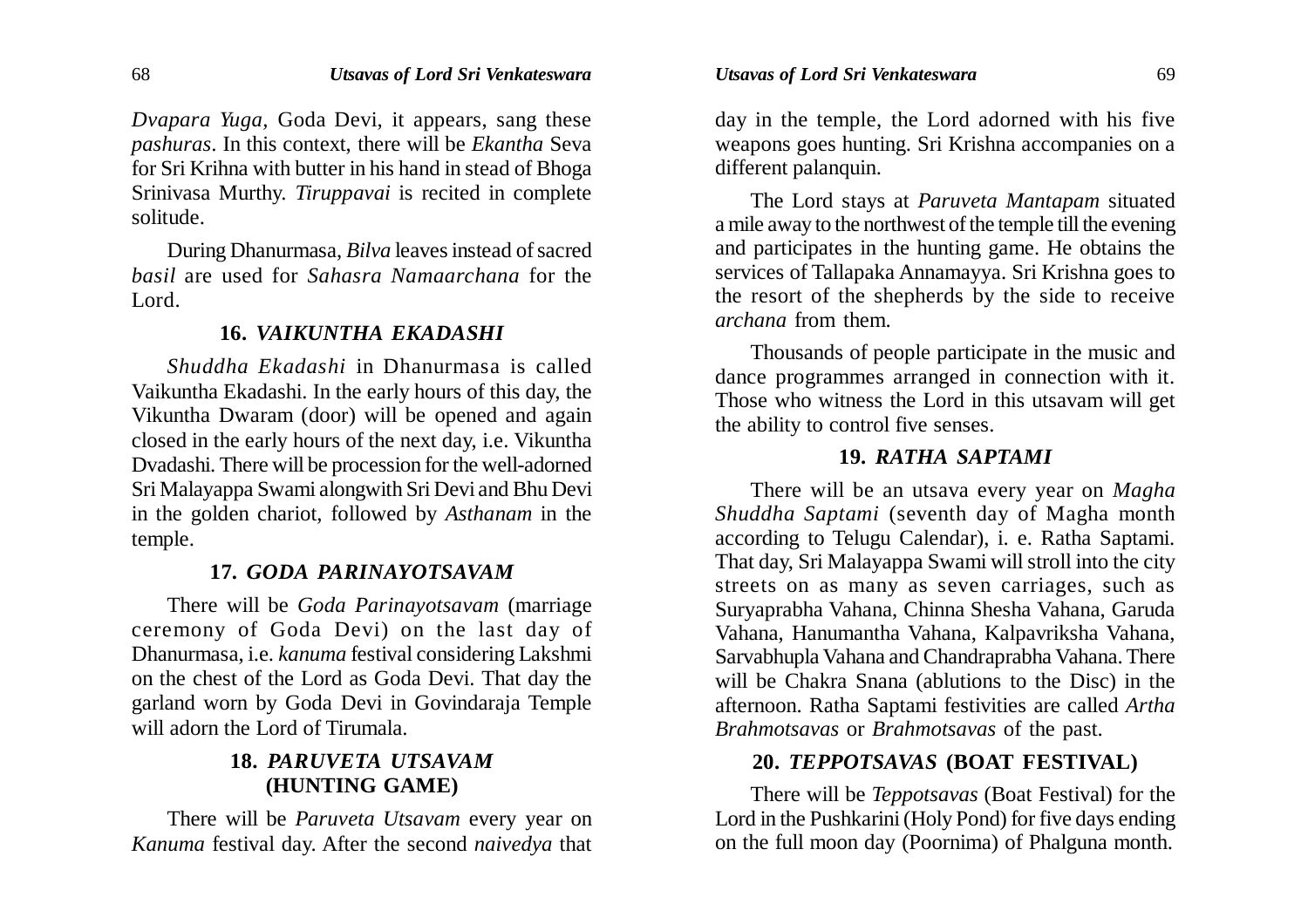*Dvapara Yuga,* Goda Devi, it appears, sang these *pashuras*. In this context, there will be *Ekantha* Seva for Sri Krihna with butter in his hand in stead of Bhoga Srinivasa Murthy. *Tiruppavai* is recited in complete solitude.

During Dhanurmasa, *Bilva* leaves instead of sacred *basil* are used for *Sahasra Namaarchana* for the Lord.

### 16. *VAIKUNTHA EKADASHI*

*Shuddha Ekadashi* in Dhanurmasa is called Vaikuntha Ekadashi. In the early hours of this day, the Vikuntha Dwaram (door) will be opened and again closed in the early hours of the next day, i.e. Vikuntha Dvadashi. There will be procession for the well-adorned Sri Malayappa Swami alongwith Sri Devi and Bhu Devi in the golden chariot, followed by *Asthanam* in the temple.

### 17. *GODA PARINAYOTSAVAM*

There will be *Goda Parinayotsavam* (marriage ceremony of Goda Devi) on the last day of Dhanurmasa, i.e. *kanuma* festival considering Lakshmi on the chest of the Lord as Goda Devi. That day the garland worn by Goda Devi in Govindaraja Temple will adorn the Lord of Tirumala.

### 18. *PARUVETA UTSAVAM* (HUNTING GAME)

There will be *Paruveta Utsavam* every year on *Kanuma* festival day. After the second *naivedya* that day in the temple, the Lord adorned with his five weapons goes hunting. Sri Krishna accompanies on a different palanquin.

The Lord stays at *Paruveta Mantapam* situated a mile away to the northwest of the temple till the evening and participates in the hunting game. He obtains the services of Tallapaka Annamayya. Sri Krishna goes to the resort of the shepherds by the side to receive *archana* from them.

Thousands of people participate in the music and dance programmes arranged in connection with it. Those who witness the Lord in this utsavam will get the ability to control five senses.

### 19. *RATHA SAPTAMI*

There will be an utsava every year on *Magha Shuddha Saptami* (seventh day of Magha month according to Telugu Calendar), i. e. Ratha Saptami. That day, Sri Malayappa Swami will stroll into the city streets on as many as seven carriages, such as Suryaprabha Vahana, Chinna Shesha Vahana, Garuda Vahana, Hanumantha Vahana, Kalpavriksha Vahana, Sarvabhupla Vahana and Chandraprabha Vahana. There will be Chakra Snana (ablutions to the Disc) in the afternoon. Ratha Saptami festivities are called *Artha Brahmotsavas* or *Brahmotsavas* of the past.

### 20. *TEPPOTSAVAS* (BOAT FESTIVAL)

There will be *Teppotsavas* (Boat Festival) for the Lord in the Pushkarini (Holy Pond) for five days ending on the full moon day (Poornima) of Phalguna month.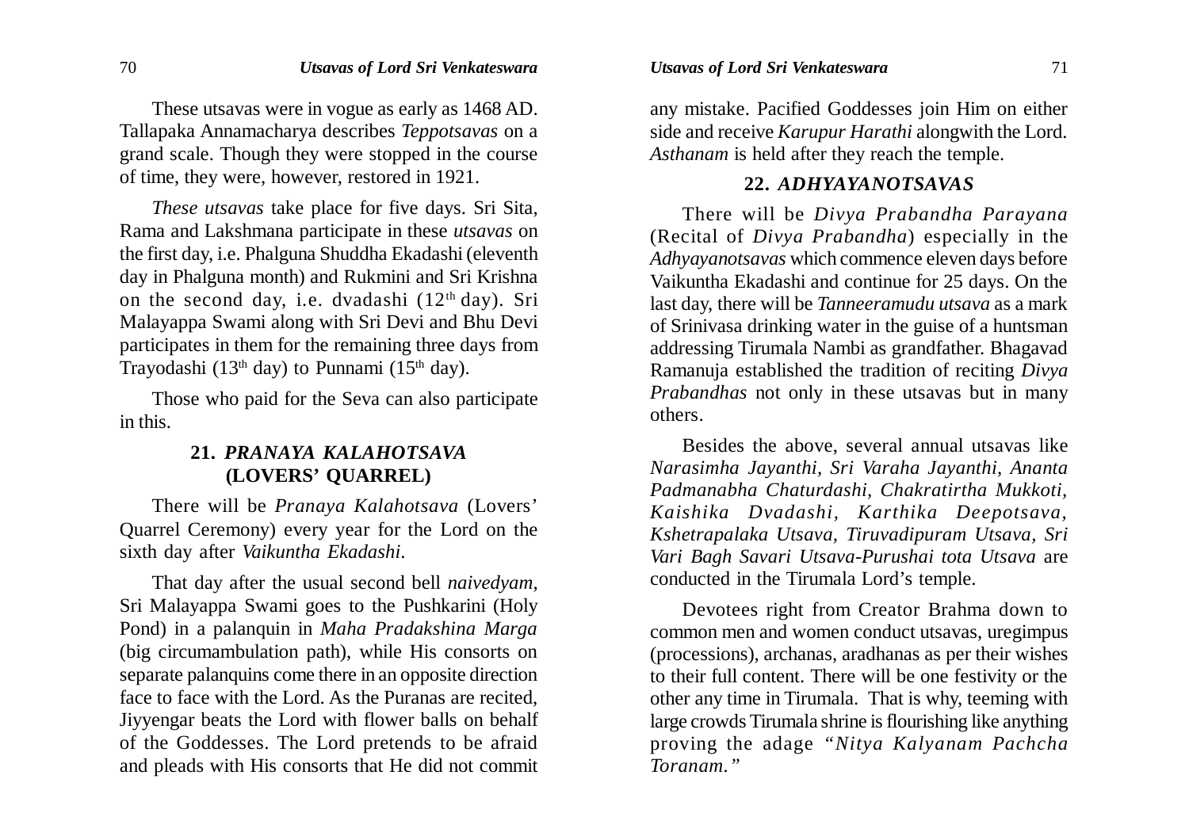These utsavas were in vogue as early as 1468 AD. Tallapaka Annamacharya describes *Teppotsavas* on a grand scale. Though they were stopped in the course of time, they were, however, restored in 1921.

*These utsavas* take place for five days. Sri Sita, Rama and Lakshmana participate in these *utsavas* on the first day, i.e. Phalguna Shuddha Ekadashi (eleventh day in Phalguna month) and Rukmini and Sri Krishna on the second day, i.e. dvadashi ($12^{th}$ day). Sri Malayappa Swami along with Sri Devi and Bhu Devi participates in them for the remaining three days from Trayodashi ($13^{th}$ day) to Punnami ($15^{th}$ day).

Those who paid for the Seva can also participate in this.

## 21. *PRANAYA KALAHOTSAVA* (LOVERS' QUARREL)

There will be *Pranaya Kalahotsava* (Lovers' Quarrel Ceremony) every year for the Lord on the sixth day after *Vaikuntha Ekadashi.*

That day after the usual second bell *naivedyam,* Sri Malayappa Swami goes to the Pushkarini (Holy Pond) in a palanquin in *Maha Pradakshina Marga* (big circumambulation path), while His consorts on separate palanquins come there in an opposite direction face to face with the Lord. As the Puranas are recited, Jiyyengar beats the Lord with flower balls on behalf of the Goddesses. The Lord pretends to be afraid and pleads with His consorts that He did not commit any mistake. Pacified Goddesses join Him on either side and receive *Karupur Harathi* alongwith the Lord. *Asthanam* is held after they reach the temple.

## 22. *ADHYAYANOTSAVAS*

There will be *Divya Prabandha Parayana* (Recital of *Divya Prabandha*) especially in the *Adhyayanotsavas* which commence eleven days before Vaikuntha Ekadashi and continue for 25 days. On the last day, there will be *Tanneeramudu utsava* as a mark of Srinivasa drinking water in the guise of a huntsman addressing Tirumala Nambi as grandfather. Bhagavad Ramanuja established the tradition of reciting *Divya Prabandhas* not only in these utsavas but in many others.

Besides the above, several annual utsavas like *Narasimha Jayanthi, Sri Varaha Jayanthi, Ananta Padmanabha Chaturdashi, Chakratirtha Mukkoti, Kaishika Dvadashi, Karthika Deepotsava, Kshetrapalaka Utsava, Tiruvadipuram Utsava, Sri Vari Bagh Savari Utsava-Purushai tota Utsava* are conducted in the Tirumala Lord's temple.

Devotees right from Creator Brahma down to common men and women conduct utsavas, uregimpus (processions), archanas, aradhanas as per their wishes to their full content. There will be one festivity or the other any time in Tirumala. That is why, teeming with large crowds Tirumala shrine is flourishing like anything proving the adage *"Nitya Kalyanam Pachcha Toranam."*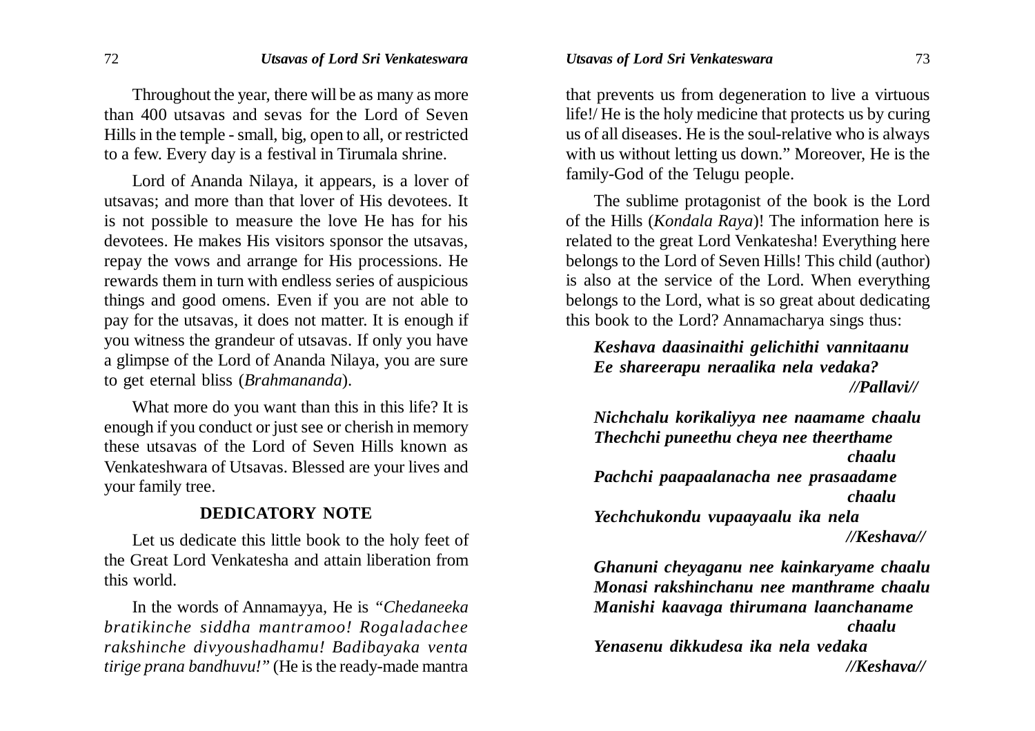Throughout the year, there will be as many as more than 400 utsavas and sevas for the Lord of Seven Hills in the temple - small, big, open to all, or restricted to a few. Every day is a festival in Tirumala shrine.

Lord of Ananda Nilaya, it appears, is a lover of utsavas; and more than that lover of His devotees. It is not possible to measure the love He has for his devotees. He makes His visitors sponsor the utsavas, repay the vows and arrange for His processions. He rewards them in turn with endless series of auspicious things and good omens. Even if you are not able to pay for the utsavas, it does not matter. It is enough if you witness the grandeur of utsavas. If only you have a glimpse of the Lord of Ananda Nilaya, you are sure to get eternal bliss (*Brahmananda*).

What more do you want than this in this life? It is enough if you conduct or just see or cherish in memory these utsavas of the Lord of Seven Hills known as Venkateshwara of Utsavas. Blessed are your lives and your family tree.

## DEDICATORY NOTE

Let us dedicate this little book to the holy feet of the Great Lord Venkatesha and attain liberation from this world.

In the words of Annamayya, He is *"Chedaneeka bratikinche siddha mantramoo! Rogaladachee rakshinche divyoushadhamu! Badibayaka venta tirige prana bandhuvu!"* (He is the ready-made mantra that prevents us from degeneration to live a virtuous life!/ He is the holy medicine that protects us by curing us of all diseases. He is the soul-relative who is always with us without letting us down." Moreover, He is the family-God of the Telugu people.

The sublime protagonist of the book is the Lord of the Hills (*Kondala Raya*)! The information here is related to the great Lord Venkatesha! Everything here belongs to the Lord of Seven Hills! This child (author) is also at the service of the Lord. When everything belongs to the Lord, what is so great about dedicating this book to the Lord? Annamacharya sings thus:

***Keshava daasinaithi gelichithi vannitaanu***
***Ee shareerapu neraalika nela vedaka?***
***//Pallavi//***

***Nichchalu korikaliyya nee naamame chaalu***
***Thechchi puneethu cheya nee theerthame chaalu***
***Pachchi paapaalanacha nee prasaadame chaalu***
***Yechchukondu vupaayaalu ika nela***
***//Keshava//***

***Ghanuni cheyaganu nee kainkaryame chaalu***
***Monasi rakshinchanu nee manthrame chaalu***
***Manishi kaavaga thirumana laanchaname chaalu***
***Yenasenu dikkudesa ika nela vedaka***
***//Keshava//***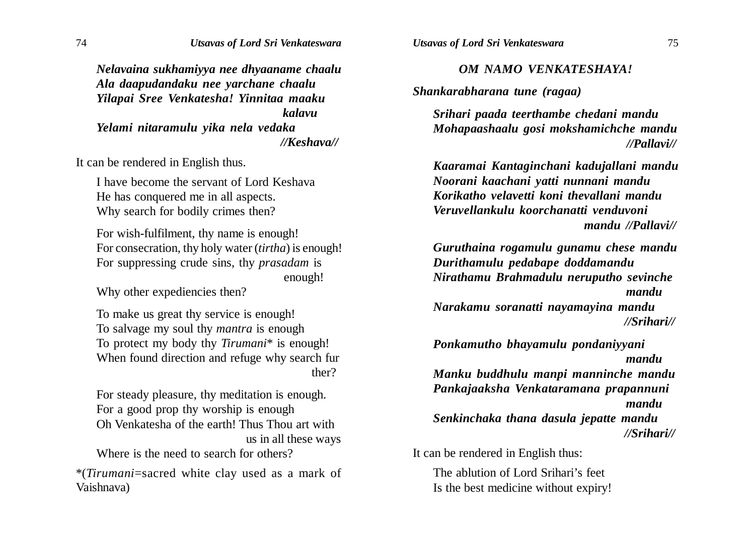*Nelavaina sukhamiyya nee dhyaaname chaalu*
*Ala daapudandaku nee yarchane chaalu*
*Yilapai Sree Venkatesha! Yinnitaa maaku kalavu*
*Yelami nitaramulu yika nela vedaka*
*//Keshava//*

It can be rendered in English thus.

I have become the servant of Lord Keshava
He has conquered me in all aspects.
Why search for bodily crimes then?

For wish-fulfilment, thy name is enough!
For consecration, thy holy water (*tirtha*) is enough!
For suppressing crude sins, thy *prasadam* is enough!
Why other expediencies then?

To make us great thy service is enough!
To salvage my soul thy *mantra* is enough
To protect my body thy *Tirumani*\* is enough!
When found direction and refuge why search further?

For steady pleasure, thy meditation is enough.
For a good prop thy worship is enough
Oh Venkatesha of the earth! Thus Thou art with us in all these ways
Where is the need to search for others?

\*(*Tirumani*=sacred white clay used as a mark of Vaishnava)

***OM NAMO VENKATESHAYA!***

***Shankarabharana tune (ragaa)***

*Srihari paada teerthambe chedani mandu*
*Mohapaashaalu gosi mokshamichche mandu*
*//Pallavi//*

*Kaaramai Kantaginchani kadujallani mandu*
*Noorani kaachani yatti nunnani mandu*
*Korikatho velavetti koni thevallani mandu*
*Veruvellankulu koorchanatti venduvoni mandu //Pallavi//*

*Guruthaina rogamulu gunamu chese mandu*
*Durithamulu pedabape doddamandu*
*Nirathamu Brahmadulu neruputho sevinche mandu*
*Narakamu soranatti nayamayina mandu*
*//Srihari//*

*Ponkamutho bhayamulu pondaniyyani mandu*
*Manku buddhulu manpi manninche mandu*
*Pankajaaksha Venkataramana prapannuni mandu*
*Senkinchaka thana dasula jepatte mandu*
*//Srihari//*

It can be rendered in English thus:

The ablution of Lord Srihari's feet
Is the best medicine without expiry!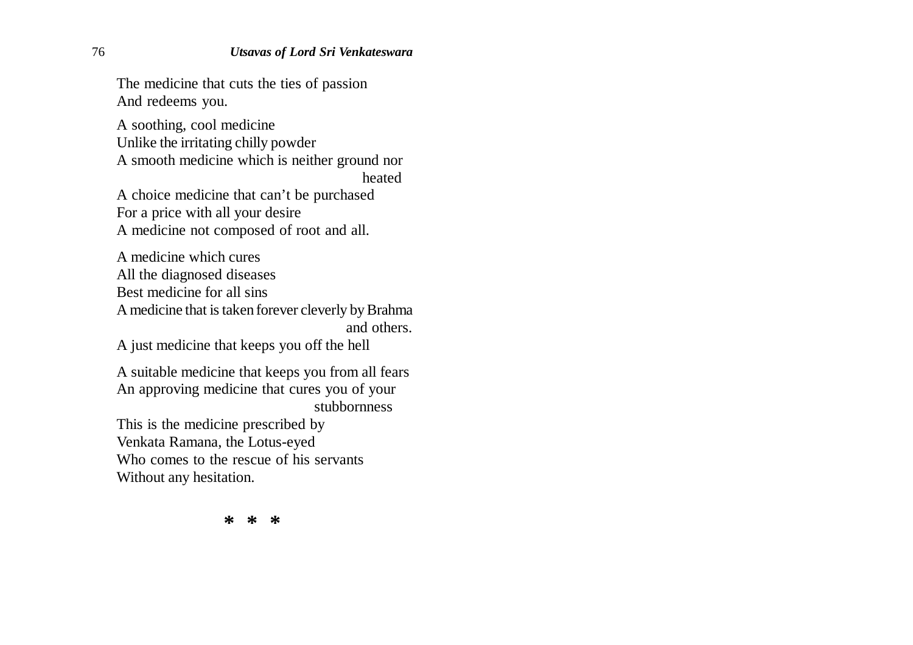The medicine that cuts the ties of passion
And redeems you.

A soothing, cool medicine
Unlike the irritating chilly powder
A smooth medicine which is neither ground nor heated
A choice medicine that can’t be purchased
For a price with all your desire
A medicine not composed of root and all.

A medicine which cures
All the diagnosed diseases
Best medicine for all sins
A medicine that is taken forever cleverly by Brahma and others.
A just medicine that keeps you off the hell

A suitable medicine that keeps you from all fears
An approving medicine that cures you of your stubbornness
This is the medicine prescribed by
Venkata Ramana, the Lotus-eyed
Who comes to the rescue of his servants
Without any hesitation.

* * *